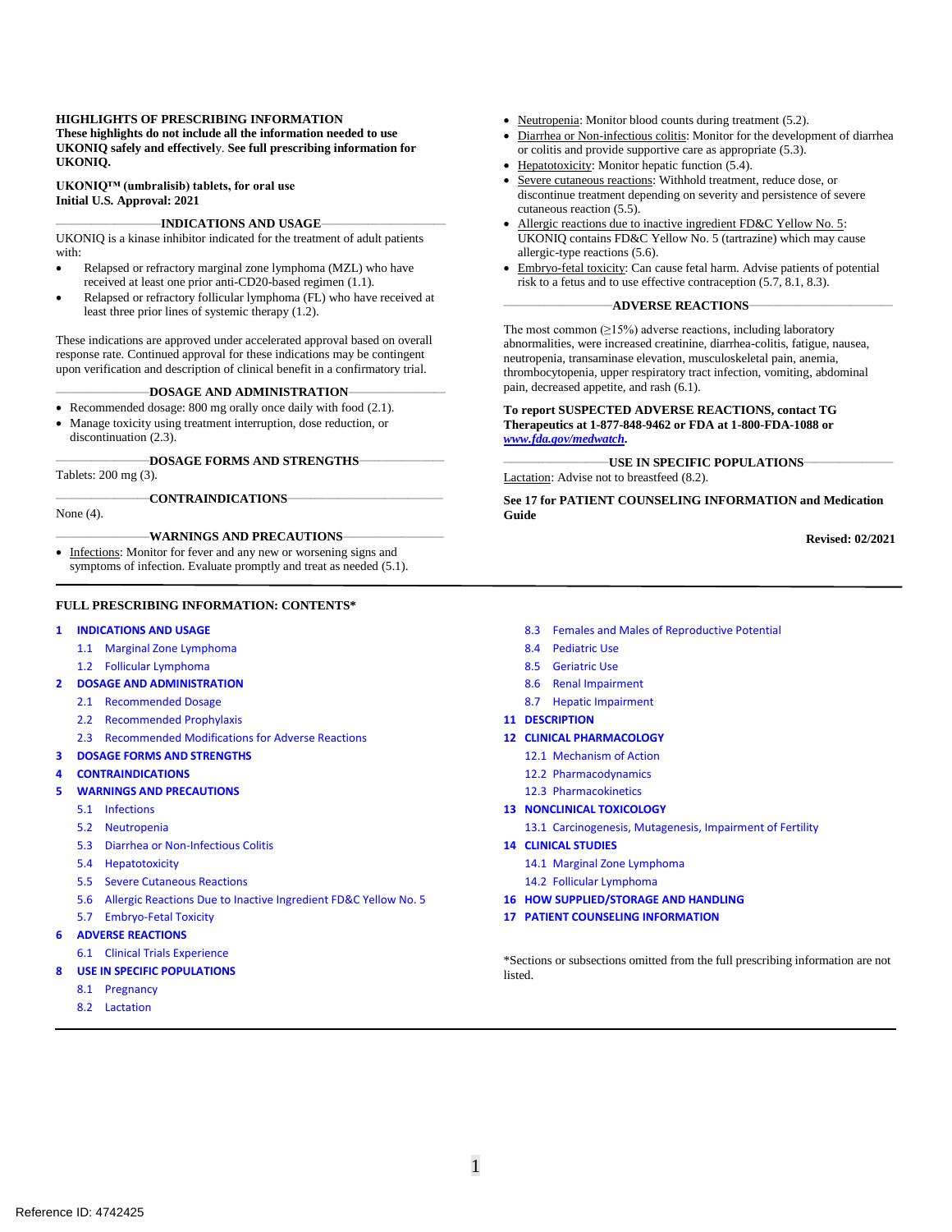**HIGHLIGHTS OF PRESCRIBING INFORMATION**
**These highlights do not include all the information needed to use UKONIQ safely and effectively. See full prescribing information for UKONIQ.**

**UKONIQ™ (umbralisib) tablets, for oral use**
**Initial U.S. Approval: 2021**

## INDICATIONS AND USAGE

UKONIQ is a kinase inhibitor indicated for the treatment of adult patients with:

- Relapsed or refractory marginal zone lymphoma (MZL) who have received at least one prior anti-CD20-based regimen (1.1).
- Relapsed or refractory follicular lymphoma (FL) who have received at least three prior lines of systemic therapy (1.2).

These indications are approved under accelerated approval based on overall response rate. Continued approval for these indications may be contingent upon verification and description of clinical benefit in a confirmatory trial.

## DOSAGE AND ADMINISTRATION

- Recommended dosage: 800 mg orally once daily with food (2.1).
- Manage toxicity using treatment interruption, dose reduction, or discontinuation (2.3).

## DOSAGE FORMS AND STRENGTHS

Tablets: 200 mg (3).

## CONTRAINDICATIONS

None (4).

## WARNINGS AND PRECAUTIONS

- Infections: Monitor for fever and any new or worsening signs and symptoms of infection. Evaluate promptly and treat as needed (5.1).
- Neutropenia: Monitor blood counts during treatment (5.2).
- Diarrhea or Non-infectious colitis: Monitor for the development of diarrhea or colitis and provide supportive care as appropriate (5.3).
- Hepatotoxicity: Monitor hepatic function (5.4).
- Severe cutaneous reactions: Withhold treatment, reduce dose, or discontinue treatment depending on severity and persistence of severe cutaneous reaction (5.5).
- Allergic reactions due to inactive ingredient FD&C Yellow No. 5: UKONIQ contains FD&C Yellow No. 5 (tartrazine) which may cause allergic-type reactions (5.6).
- Embryo-fetal toxicity: Can cause fetal harm. Advise patients of potential risk to a fetus and to use effective contraception (5.7, 8.1, 8.3).

## ADVERSE REACTIONS

The most common (≥15%) adverse reactions, including laboratory abnormalities, were increased creatinine, diarrhea-colitis, fatigue, nausea, neutropenia, transaminase elevation, musculoskeletal pain, anemia, thrombocytopenia, upper respiratory tract infection, vomiting, abdominal pain, decreased appetite, and rash (6.1).

**To report SUSPECTED ADVERSE REACTIONS, contact TG Therapeutics at 1-877-848-9462 or FDA at 1-800-FDA-1088 or *www.fda.gov/medwatch*.**

## USE IN SPECIFIC POPULATIONS

Lactation: Advise not to breastfeed (8.2).

**See 17 for PATIENT COUNSELING INFORMATION and Medication Guide**

**Revised: 02/2021**

---

**FULL PRESCRIBING INFORMATION: CONTENTS***

1 INDICATIONS AND USAGE
- 1.1 Marginal Zone Lymphoma
- 1.2 Follicular Lymphoma

2 DOSAGE AND ADMINISTRATION
- 2.1 Recommended Dosage
- 2.2 Recommended Prophylaxis
- 2.3 Recommended Modifications for Adverse Reactions

3 DOSAGE FORMS AND STRENGTHS

4 CONTRAINDICATIONS

5 WARNINGS AND PRECAUTIONS
- 5.1 Infections
- 5.2 Neutropenia
- 5.3 Diarrhea or Non-Infectious Colitis
- 5.4 Hepatotoxicity
- 5.5 Severe Cutaneous Reactions
- 5.6 Allergic Reactions Due to Inactive Ingredient FD&C Yellow No. 5
- 5.7 Embryo-Fetal Toxicity

6 ADVERSE REACTIONS
- 6.1 Clinical Trials Experience

8 USE IN SPECIFIC POPULATIONS
- 8.1 Pregnancy
- 8.2 Lactation
- 8.3 Females and Males of Reproductive Potential
- 8.4 Pediatric Use
- 8.5 Geriatric Use
- 8.6 Renal Impairment
- 8.7 Hepatic Impairment

11 DESCRIPTION

12 CLINICAL PHARMACOLOGY
- 12.1 Mechanism of Action
- 12.2 Pharmacodynamics
- 12.3 Pharmacokinetics

13 NONCLINICAL TOXICOLOGY
- 13.1 Carcinogenesis, Mutagenesis, Impairment of Fertility

14 CLINICAL STUDIES
- 14.1 Marginal Zone Lymphoma
- 14.2 Follicular Lymphoma

16 HOW SUPPLIED/STORAGE AND HANDLING

17 PATIENT COUNSELING INFORMATION

*Sections or subsections omitted from the full prescribing information are not listed.

Reference ID: 4742425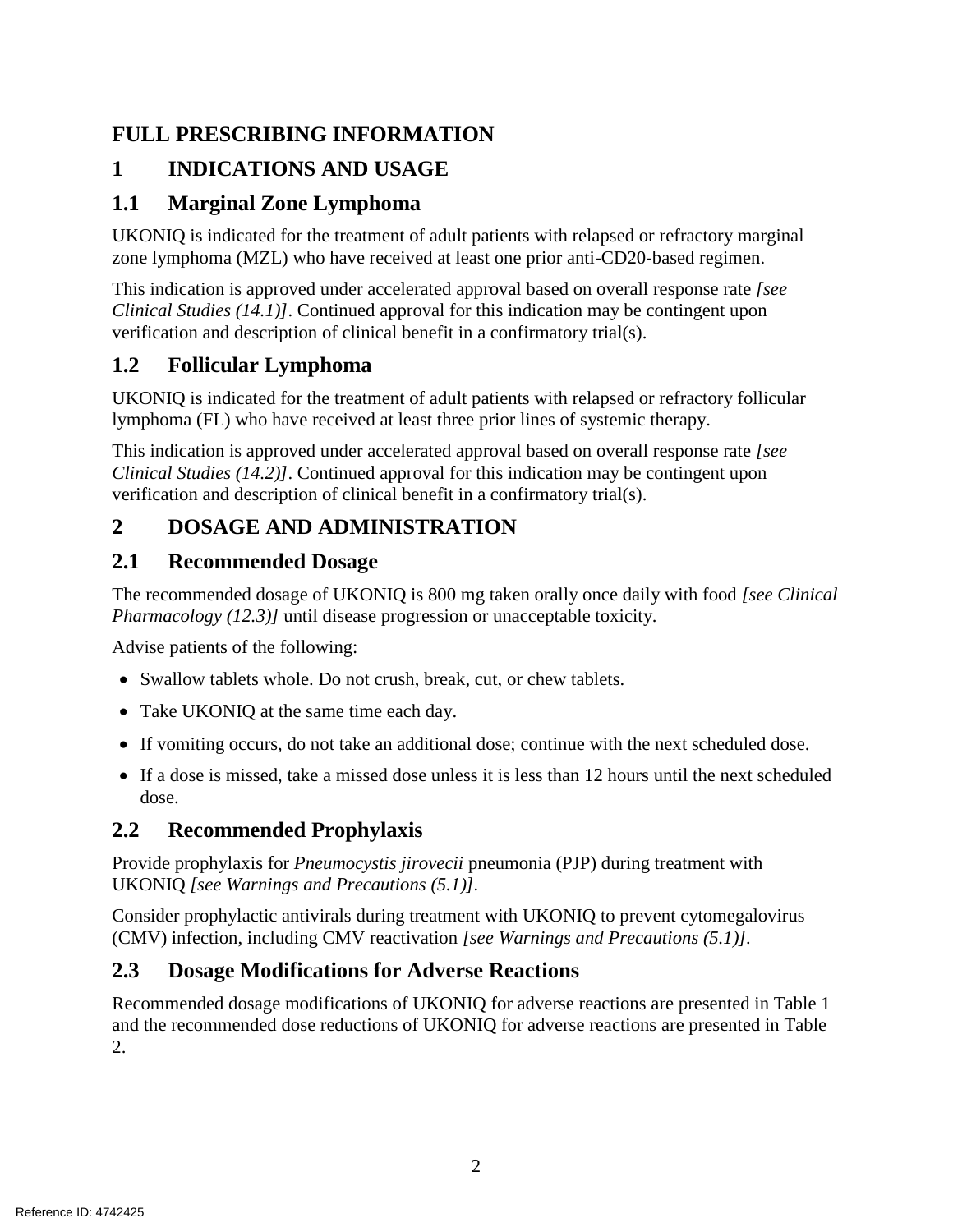# FULL PRESCRIBING INFORMATION

## 1 INDICATIONS AND USAGE

### 1.1 Marginal Zone Lymphoma

UKONIQ is indicated for the treatment of adult patients with relapsed or refractory marginal zone lymphoma (MZL) who have received at least one prior anti-CD20-based regimen.

This indication is approved under accelerated approval based on overall response rate *[see Clinical Studies (14.1)]*. Continued approval for this indication may be contingent upon verification and description of clinical benefit in a confirmatory trial(s).

### 1.2 Follicular Lymphoma

UKONIQ is indicated for the treatment of adult patients with relapsed or refractory follicular lymphoma (FL) who have received at least three prior lines of systemic therapy.

This indication is approved under accelerated approval based on overall response rate *[see Clinical Studies (14.2)]*. Continued approval for this indication may be contingent upon verification and description of clinical benefit in a confirmatory trial(s).

## 2 DOSAGE AND ADMINISTRATION

### 2.1 Recommended Dosage

The recommended dosage of UKONIQ is 800 mg taken orally once daily with food *[see Clinical Pharmacology (12.3)]* until disease progression or unacceptable toxicity.

Advise patients of the following:

- Swallow tablets whole. Do not crush, break, cut, or chew tablets.
- Take UKONIQ at the same time each day.
- If vomiting occurs, do not take an additional dose; continue with the next scheduled dose.
- If a dose is missed, take a missed dose unless it is less than 12 hours until the next scheduled dose.

### 2.2 Recommended Prophylaxis

Provide prophylaxis for *Pneumocystis jirovecii* pneumonia (PJP) during treatment with UKONIQ *[see Warnings and Precautions (5.1)]*.

Consider prophylactic antivirals during treatment with UKONIQ to prevent cytomegalovirus (CMV) infection, including CMV reactivation *[see Warnings and Precautions (5.1)]*.

### 2.3 Dosage Modifications for Adverse Reactions

Recommended dosage modifications of UKONIQ for adverse reactions are presented in Table 1 and the recommended dose reductions of UKONIQ for adverse reactions are presented in Table 2.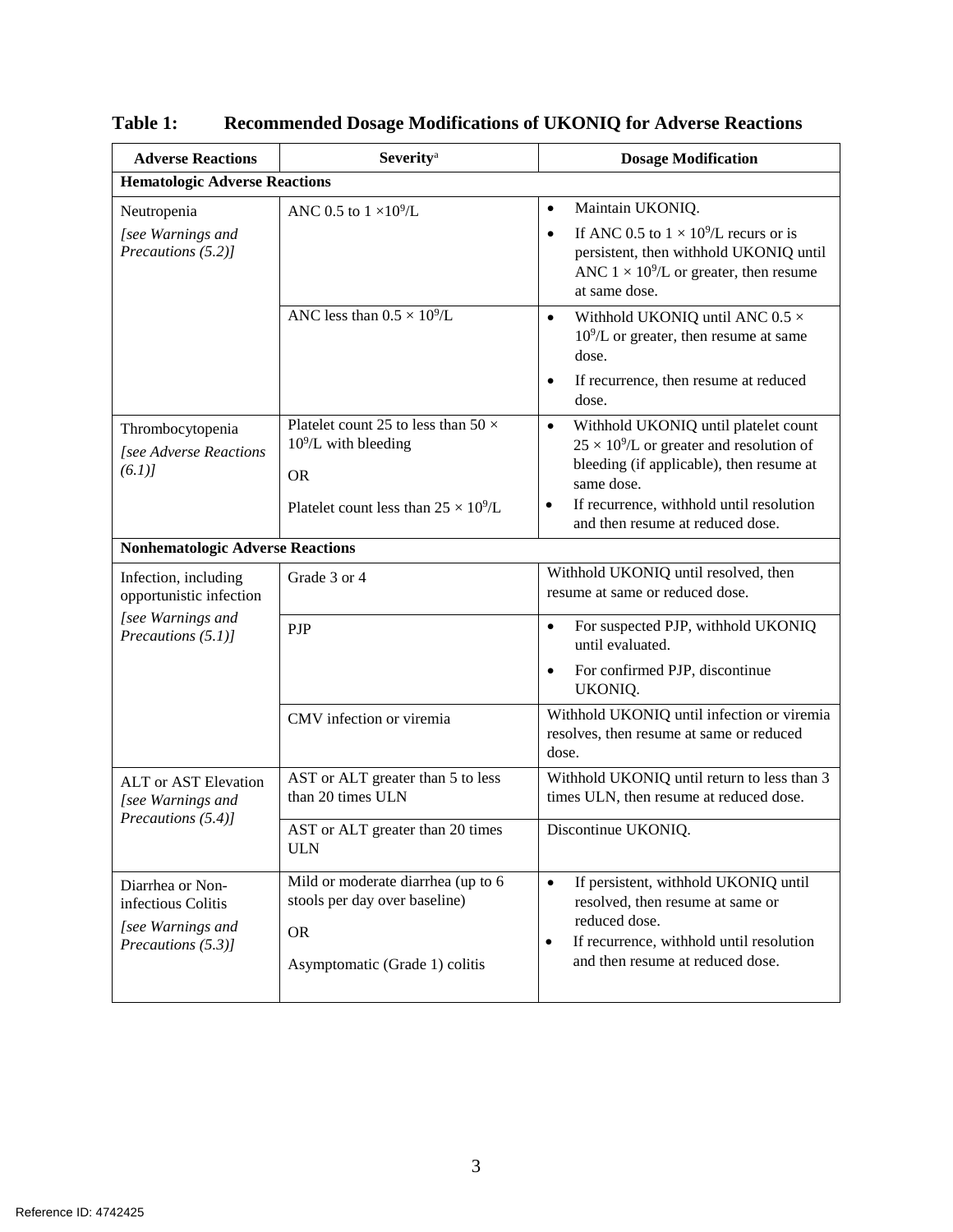**Table 1: Recommended Dosage Modifications of UKONIQ for Adverse Reactions**

| Adverse Reactions | Severity[a] | Dosage Modification |
|---|---|---|
| **Hematologic Adverse Reactions** | | |
| Neutropenia *[see Warnings and Precautions (5.2)]* | ANC 0.5 to 1 ×$10^9$/L | • Maintain UKONIQ. • If ANC 0.5 to 1 × $10^9$/L recurs or is persistent, then withhold UKONIQ until ANC 1 × $10^9$/L or greater, then resume at same dose. |
| | ANC less than 0.5 × $10^9$/L | • Withhold UKONIQ until ANC 0.5 × $10^9$/L or greater, then resume at same dose. • If recurrence, then resume at reduced dose. |
| Thrombocytopenia *[see Adverse Reactions (6.1)]* | Platelet count 25 to less than 50 × $10^9$/L with bleeding OR Platelet count less than 25 × $10^9$/L | • Withhold UKONIQ until platelet count 25 × $10^9$/L or greater and resolution of bleeding (if applicable), then resume at same dose. • If recurrence, withhold until resolution and then resume at reduced dose. |
| **Nonhematologic Adverse Reactions** | | |
| Infection, including opportunistic infection *[see Warnings and Precautions (5.1)]* | Grade 3 or 4 | Withhold UKONIQ until resolved, then resume at same or reduced dose. |
| | PJP | • For suspected PJP, withhold UKONIQ until evaluated. • For confirmed PJP, discontinue UKONIQ. |
| | CMV infection or viremia | Withhold UKONIQ until infection or viremia resolves, then resume at same or reduced dose. |
| ALT or AST Elevation *[see Warnings and Precautions (5.4)]* | AST or ALT greater than 5 to less than 20 times ULN | Withhold UKONIQ until return to less than 3 times ULN, then resume at reduced dose. |
| | AST or ALT greater than 20 times ULN | Discontinue UKONIQ. |
| Diarrhea or Non-infectious Colitis *[see Warnings and Precautions (5.3)]* | Mild or moderate diarrhea (up to 6 stools per day over baseline) OR Asymptomatic (Grade 1) colitis | • If persistent, withhold UKONIQ until resolved, then resume at same or reduced dose. • If recurrence, withhold until resolution and then resume at reduced dose. |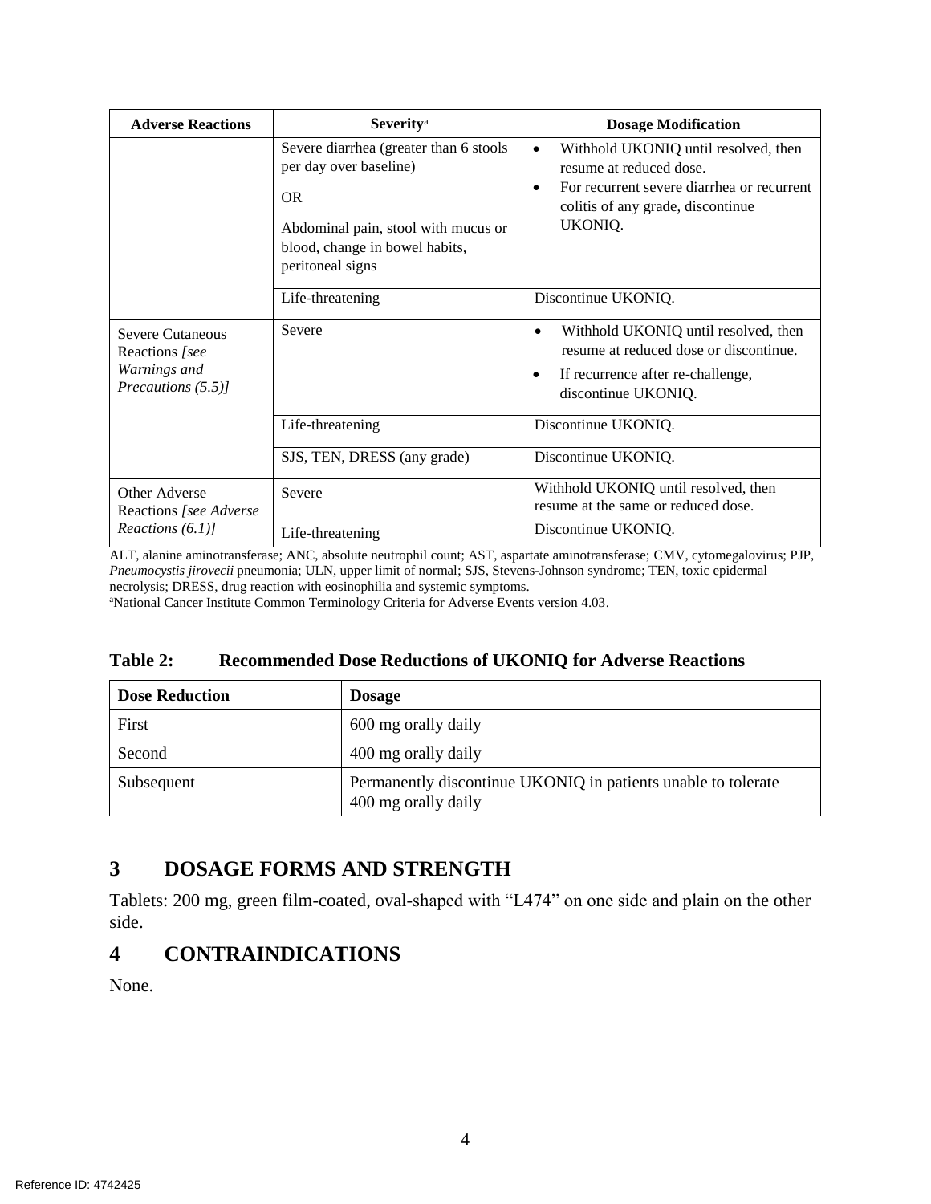| Adverse Reactions | Severity[a] | Dosage Modification |
|---|---|---|
| | Severe diarrhea (greater than 6 stools per day over baseline)<br>OR<br>Abdominal pain, stool with mucus or blood, change in bowel habits, peritoneal signs | • Withhold UKONIQ until resolved, then resume at reduced dose.<br>• For recurrent severe diarrhea or recurrent colitis of any grade, discontinue UKONIQ. |
| | Life-threatening | Discontinue UKONIQ. |
| Severe Cutaneous Reactions *[see Warnings and Precautions (5.5)]* | Severe | • Withhold UKONIQ until resolved, then resume at reduced dose or discontinue.<br>• If recurrence after re-challenge, discontinue UKONIQ. |
| | Life-threatening | Discontinue UKONIQ. |
| | SJS, TEN, DRESS (any grade) | Discontinue UKONIQ. |
| Other Adverse Reactions *[see Adverse Reactions (6.1)]* | Severe | Withhold UKONIQ until resolved, then resume at the same or reduced dose. |
| | Life-threatening | Discontinue UKONIQ. |

ALT, alanine aminotransferase; ANC, absolute neutrophil count; AST, aspartate aminotransferase; CMV, cytomegalovirus; PJP, *Pneumocystis jirovecii* pneumonia; ULN, upper limit of normal; SJS, Stevens-Johnson syndrome; TEN, toxic epidermal necrolysis; DRESS, drug reaction with eosinophilia and systemic symptoms.
[a]National Cancer Institute Common Terminology Criteria for Adverse Events version 4.03.

**Table 2: Recommended Dose Reductions of UKONIQ for Adverse Reactions**

| Dose Reduction | Dosage |
|---|---|
| First | 600 mg orally daily |
| Second | 400 mg orally daily |
| Subsequent | Permanently discontinue UKONIQ in patients unable to tolerate 400 mg orally daily |

# 3 DOSAGE FORMS AND STRENGTH

Tablets: 200 mg, green film-coated, oval-shaped with "L474" on one side and plain on the other side.

# 4 CONTRAINDICATIONS

None.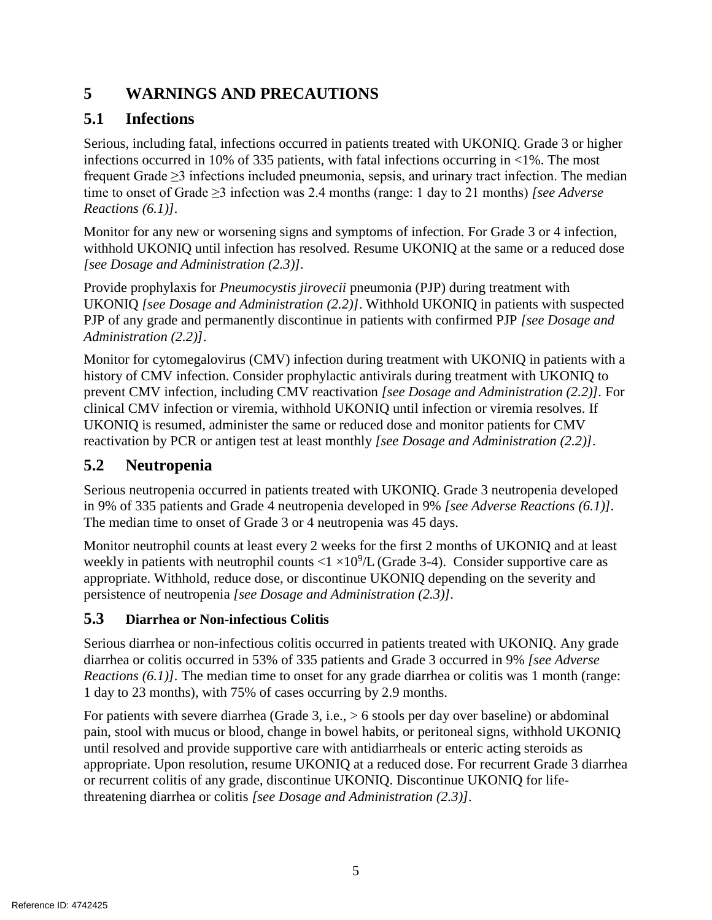# 5 WARNINGS AND PRECAUTIONS

## 5.1 Infections

Serious, including fatal, infections occurred in patients treated with UKONIQ. Grade 3 or higher infections occurred in 10% of 335 patients, with fatal infections occurring in <1%. The most frequent Grade ≥3 infections included pneumonia, sepsis, and urinary tract infection. The median time to onset of Grade ≥3 infection was 2.4 months (range: 1 day to 21 months) *[see Adverse Reactions (6.1)]*.

Monitor for any new or worsening signs and symptoms of infection. For Grade 3 or 4 infection, withhold UKONIQ until infection has resolved. Resume UKONIQ at the same or a reduced dose *[see Dosage and Administration (2.3)]*.

Provide prophylaxis for *Pneumocystis jirovecii* pneumonia (PJP) during treatment with UKONIQ *[see Dosage and Administration (2.2)]*. Withhold UKONIQ in patients with suspected PJP of any grade and permanently discontinue in patients with confirmed PJP *[see Dosage and Administration (2.2)]*.

Monitor for cytomegalovirus (CMV) infection during treatment with UKONIQ in patients with a history of CMV infection. Consider prophylactic antivirals during treatment with UKONIQ to prevent CMV infection, including CMV reactivation *[see Dosage and Administration (2.2)]*. For clinical CMV infection or viremia, withhold UKONIQ until infection or viremia resolves. If UKONIQ is resumed, administer the same or reduced dose and monitor patients for CMV reactivation by PCR or antigen test at least monthly *[see Dosage and Administration (2.2)]*.

## 5.2 Neutropenia

Serious neutropenia occurred in patients treated with UKONIQ. Grade 3 neutropenia developed in 9% of 335 patients and Grade 4 neutropenia developed in 9% *[see Adverse Reactions (6.1)]*. The median time to onset of Grade 3 or 4 neutropenia was 45 days.

Monitor neutrophil counts at least every 2 weeks for the first 2 months of UKONIQ and at least weekly in patients with neutrophil counts $<1 \times 10^9$/L (Grade 3-4). Consider supportive care as appropriate. Withhold, reduce dose, or discontinue UKONIQ depending on the severity and persistence of neutropenia *[see Dosage and Administration (2.3)]*.

## 5.3 Diarrhea or Non-infectious Colitis

Serious diarrhea or non-infectious colitis occurred in patients treated with UKONIQ. Any grade diarrhea or colitis occurred in 53% of 335 patients and Grade 3 occurred in 9% *[see Adverse Reactions (6.1)]*. The median time to onset for any grade diarrhea or colitis was 1 month (range: 1 day to 23 months), with 75% of cases occurring by 2.9 months.

For patients with severe diarrhea (Grade 3, i.e., > 6 stools per day over baseline) or abdominal pain, stool with mucus or blood, change in bowel habits, or peritoneal signs, withhold UKONIQ until resolved and provide supportive care with antidiarrheals or enteric acting steroids as appropriate. Upon resolution, resume UKONIQ at a reduced dose. For recurrent Grade 3 diarrhea or recurrent colitis of any grade, discontinue UKONIQ. Discontinue UKONIQ for life-threatening diarrhea or colitis *[see Dosage and Administration (2.3)]*.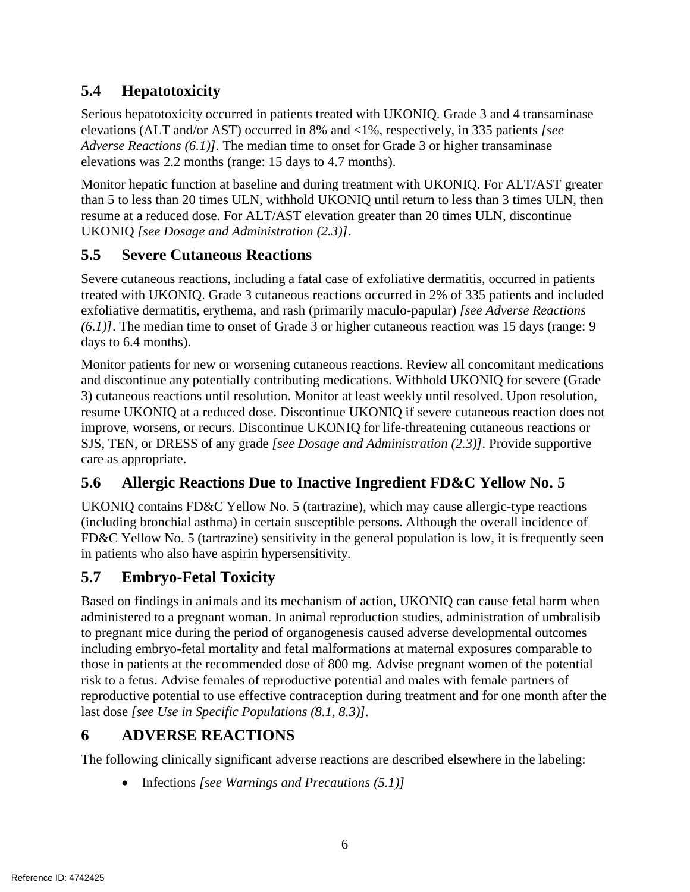## 5.4 Hepatotoxicity

Serious hepatotoxicity occurred in patients treated with UKONIQ. Grade 3 and 4 transaminase elevations (ALT and/or AST) occurred in 8% and <1%, respectively, in 335 patients *[see Adverse Reactions (6.1)]*. The median time to onset for Grade 3 or higher transaminase elevations was 2.2 months (range: 15 days to 4.7 months).

Monitor hepatic function at baseline and during treatment with UKONIQ. For ALT/AST greater than 5 to less than 20 times ULN, withhold UKONIQ until return to less than 3 times ULN, then resume at a reduced dose. For ALT/AST elevation greater than 20 times ULN, discontinue UKONIQ *[see Dosage and Administration (2.3)]*.

## 5.5 Severe Cutaneous Reactions

Severe cutaneous reactions, including a fatal case of exfoliative dermatitis, occurred in patients treated with UKONIQ. Grade 3 cutaneous reactions occurred in 2% of 335 patients and included exfoliative dermatitis, erythema, and rash (primarily maculo-papular) *[see Adverse Reactions (6.1)]*. The median time to onset of Grade 3 or higher cutaneous reaction was 15 days (range: 9 days to 6.4 months).

Monitor patients for new or worsening cutaneous reactions. Review all concomitant medications and discontinue any potentially contributing medications. Withhold UKONIQ for severe (Grade 3) cutaneous reactions until resolution. Monitor at least weekly until resolved. Upon resolution, resume UKONIQ at a reduced dose. Discontinue UKONIQ if severe cutaneous reaction does not improve, worsens, or recurs. Discontinue UKONIQ for life-threatening cutaneous reactions or SJS, TEN, or DRESS of any grade *[see Dosage and Administration (2.3)]*. Provide supportive care as appropriate.

## 5.6 Allergic Reactions Due to Inactive Ingredient FD&C Yellow No. 5

UKONIQ contains FD&C Yellow No. 5 (tartrazine), which may cause allergic-type reactions (including bronchial asthma) in certain susceptible persons. Although the overall incidence of FD&C Yellow No. 5 (tartrazine) sensitivity in the general population is low, it is frequently seen in patients who also have aspirin hypersensitivity.

## 5.7 Embryo-Fetal Toxicity

Based on findings in animals and its mechanism of action, UKONIQ can cause fetal harm when administered to a pregnant woman. In animal reproduction studies, administration of umbralisib to pregnant mice during the period of organogenesis caused adverse developmental outcomes including embryo-fetal mortality and fetal malformations at maternal exposures comparable to those in patients at the recommended dose of 800 mg. Advise pregnant women of the potential risk to a fetus. Advise females of reproductive potential and males with female partners of reproductive potential to use effective contraception during treatment and for one month after the last dose *[see Use in Specific Populations (8.1, 8.3)]*.

# 6 ADVERSE REACTIONS

The following clinically significant adverse reactions are described elsewhere in the labeling:

- Infections *[see Warnings and Precautions (5.1)]*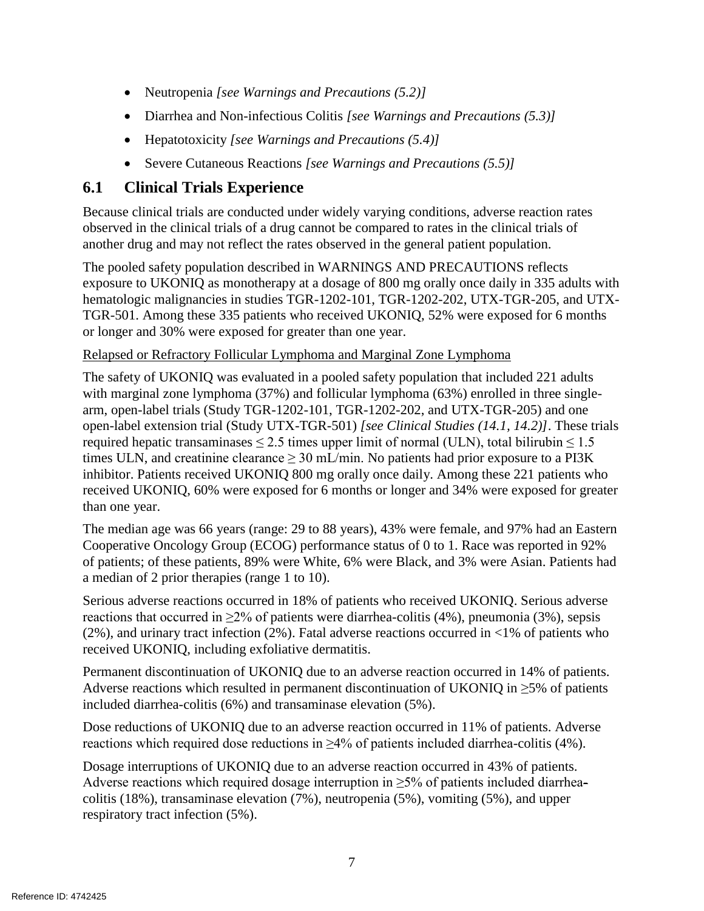- Neutropenia *[see Warnings and Precautions (5.2)]*
- Diarrhea and Non-infectious Colitis *[see Warnings and Precautions (5.3)]*
- Hepatotoxicity *[see Warnings and Precautions (5.4)]*
- Severe Cutaneous Reactions *[see Warnings and Precautions (5.5)]*

## 6.1 Clinical Trials Experience

Because clinical trials are conducted under widely varying conditions, adverse reaction rates observed in the clinical trials of a drug cannot be compared to rates in the clinical trials of another drug and may not reflect the rates observed in the general patient population.

The pooled safety population described in WARNINGS AND PRECAUTIONS reflects exposure to UKONIQ as monotherapy at a dosage of 800 mg orally once daily in 335 adults with hematologic malignancies in studies TGR-1202-101, TGR-1202-202, UTX-TGR-205, and UTX-TGR-501. Among these 335 patients who received UKONIQ, 52% were exposed for 6 months or longer and 30% were exposed for greater than one year.

<u>Relapsed or Refractory Follicular Lymphoma and Marginal Zone Lymphoma</u>

The safety of UKONIQ was evaluated in a pooled safety population that included 221 adults with marginal zone lymphoma (37%) and follicular lymphoma (63%) enrolled in three single-arm, open-label trials (Study TGR-1202-101, TGR-1202-202, and UTX-TGR-205) and one open-label extension trial (Study UTX-TGR-501) *[see Clinical Studies (14.1, 14.2)]*. These trials required hepatic transaminases ≤ 2.5 times upper limit of normal (ULN), total bilirubin ≤ 1.5 times ULN, and creatinine clearance ≥ 30 mL/min. No patients had prior exposure to a PI3K inhibitor. Patients received UKONIQ 800 mg orally once daily. Among these 221 patients who received UKONIQ, 60% were exposed for 6 months or longer and 34% were exposed for greater than one year.

The median age was 66 years (range: 29 to 88 years), 43% were female, and 97% had an Eastern Cooperative Oncology Group (ECOG) performance status of 0 to 1. Race was reported in 92% of patients; of these patients, 89% were White, 6% were Black, and 3% were Asian. Patients had a median of 2 prior therapies (range 1 to 10).

Serious adverse reactions occurred in 18% of patients who received UKONIQ. Serious adverse reactions that occurred in ≥2% of patients were diarrhea-colitis (4%), pneumonia (3%), sepsis (2%), and urinary tract infection (2%). Fatal adverse reactions occurred in <1% of patients who received UKONIQ, including exfoliative dermatitis.

Permanent discontinuation of UKONIQ due to an adverse reaction occurred in 14% of patients. Adverse reactions which resulted in permanent discontinuation of UKONIQ in ≥5% of patients included diarrhea-colitis (6%) and transaminase elevation (5%).

Dose reductions of UKONIQ due to an adverse reaction occurred in 11% of patients. Adverse reactions which required dose reductions in ≥4% of patients included diarrhea-colitis (4%).

Dosage interruptions of UKONIQ due to an adverse reaction occurred in 43% of patients. Adverse reactions which required dosage interruption in ≥5% of patients included diarrhea-colitis (18%), transaminase elevation (7%), neutropenia (5%), vomiting (5%), and upper respiratory tract infection (5%).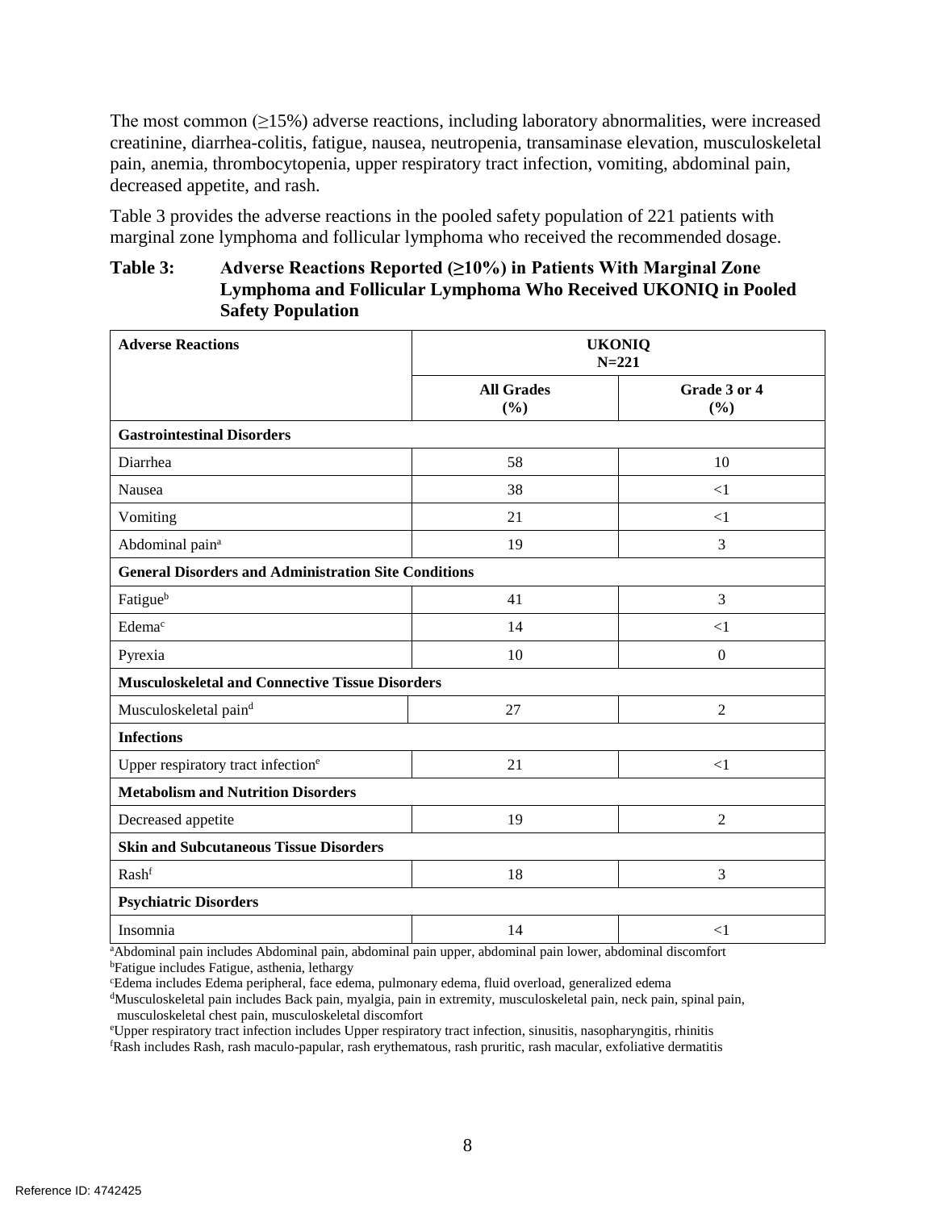The most common (≥15%) adverse reactions, including laboratory abnormalities, were increased creatinine, diarrhea-colitis, fatigue, nausea, neutropenia, transaminase elevation, musculoskeletal pain, anemia, thrombocytopenia, upper respiratory tract infection, vomiting, abdominal pain, decreased appetite, and rash.

Table 3 provides the adverse reactions in the pooled safety population of 221 patients with marginal zone lymphoma and follicular lymphoma who received the recommended dosage.

**Table 3: Adverse Reactions Reported (≥10%) in Patients With Marginal Zone Lymphoma and Follicular Lymphoma Who Received UKONIQ in Pooled Safety Population**

| Adverse Reactions | UKONIQ N=221 | |
|---|---|---|
| | All Grades (%) | Grade 3 or 4 (%) |
| **Gastrointestinal Disorders** | | |
| Diarrhea | 58 | 10 |
| Nausea | 38 | <1 |
| Vomiting | 21 | <1 |
| Abdominal pain[a] | 19 | 3 |
| **General Disorders and Administration Site Conditions** | | |
| Fatigue[b] | 41 | 3 |
| Edema[c] | 14 | <1 |
| Pyrexia | 10 | 0 |
| **Musculoskeletal and Connective Tissue Disorders** | | |
| Musculoskeletal pain[d] | 27 | 2 |
| **Infections** | | |
| Upper respiratory tract infection[e] | 21 | <1 |
| **Metabolism and Nutrition Disorders** | | |
| Decreased appetite | 19 | 2 |
| **Skin and Subcutaneous Tissue Disorders** | | |
| Rash[f] | 18 | 3 |
| **Psychiatric Disorders** | | |
| Insomnia | 14 | <1 |

[a]Abdominal pain includes Abdominal pain, abdominal pain upper, abdominal pain lower, abdominal discomfort
[b]Fatigue includes Fatigue, asthenia, lethargy
[c]Edema includes Edema peripheral, face edema, pulmonary edema, fluid overload, generalized edema
[d]Musculoskeletal pain includes Back pain, myalgia, pain in extremity, musculoskeletal pain, neck pain, spinal pain, musculoskeletal chest pain, musculoskeletal discomfort
[e]Upper respiratory tract infection includes Upper respiratory tract infection, sinusitis, nasopharyngitis, rhinitis
[f]Rash includes Rash, rash maculo-papular, rash erythematous, rash pruritic, rash macular, exfoliative dermatitis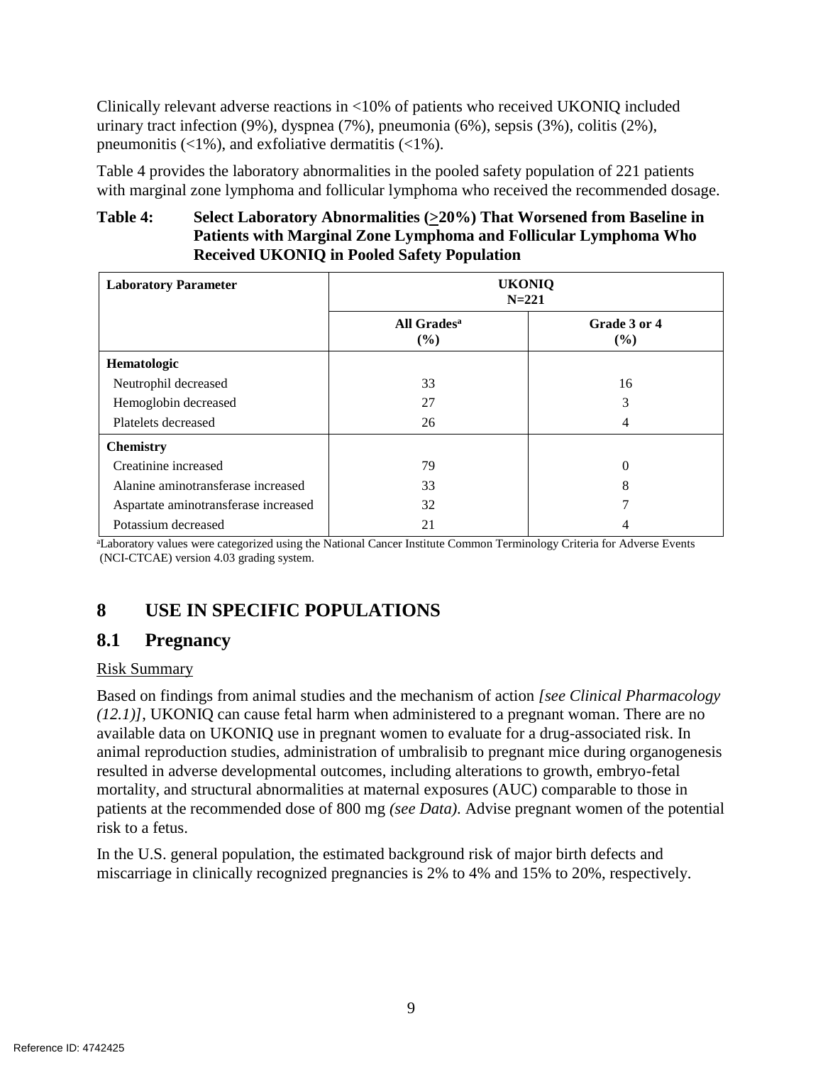Clinically relevant adverse reactions in <10% of patients who received UKONIQ included urinary tract infection (9%), dyspnea (7%), pneumonia (6%), sepsis (3%), colitis (2%), pneumonitis (<1%), and exfoliative dermatitis (<1%).

Table 4 provides the laboratory abnormalities in the pooled safety population of 221 patients with marginal zone lymphoma and follicular lymphoma who received the recommended dosage.

**Table 4: Select Laboratory Abnormalities (≥20%) That Worsened from Baseline in Patients with Marginal Zone Lymphoma and Follicular Lymphoma Who Received UKONIQ in Pooled Safety Population**

| Laboratory Parameter | UKONIQ N=221 | |
|---|---|---|
| | All Grades[a] (%) | Grade 3 or 4 (%) |
| **Hematologic** | | |
| Neutrophil decreased | 33 | 16 |
| Hemoglobin decreased | 27 | 3 |
| Platelets decreased | 26 | 4 |
| **Chemistry** | | |
| Creatinine increased | 79 | 0 |
| Alanine aminotransferase increased | 33 | 8 |
| Aspartate aminotransferase increased | 32 | 7 |
| Potassium decreased | 21 | 4 |

[a]Laboratory values were categorized using the National Cancer Institute Common Terminology Criteria for Adverse Events (NCI-CTCAE) version 4.03 grading system.

# 8 USE IN SPECIFIC POPULATIONS

## 8.1 Pregnancy

Risk Summary

Based on findings from animal studies and the mechanism of action *[see Clinical Pharmacology (12.1)]*, UKONIQ can cause fetal harm when administered to a pregnant woman. There are no available data on UKONIQ use in pregnant women to evaluate for a drug-associated risk. In animal reproduction studies, administration of umbralisib to pregnant mice during organogenesis resulted in adverse developmental outcomes, including alterations to growth, embryo-fetal mortality, and structural abnormalities at maternal exposures (AUC) comparable to those in patients at the recommended dose of 800 mg *(see Data).* Advise pregnant women of the potential risk to a fetus.

In the U.S. general population, the estimated background risk of major birth defects and miscarriage in clinically recognized pregnancies is 2% to 4% and 15% to 20%, respectively.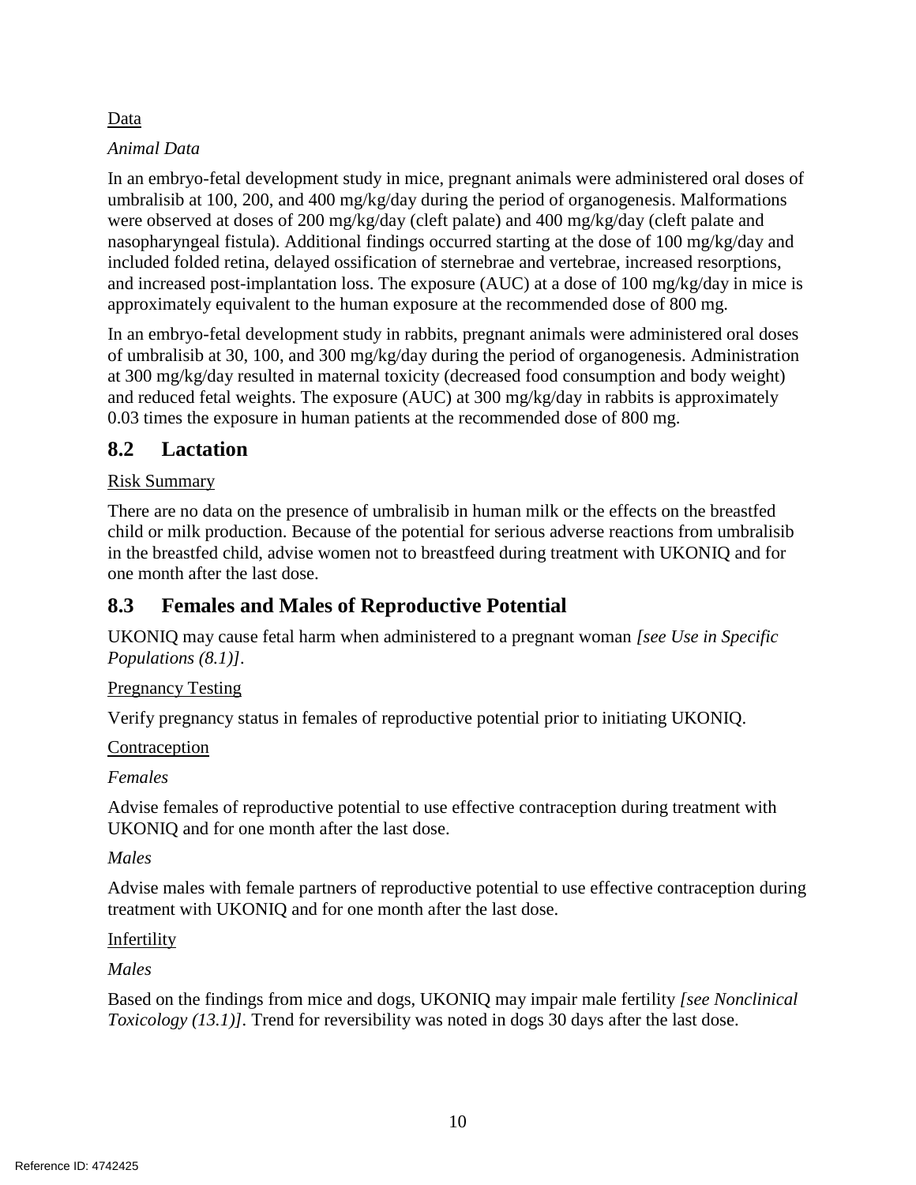Data

*Animal Data*

In an embryo-fetal development study in mice, pregnant animals were administered oral doses of umbralisib at 100, 200, and 400 mg/kg/day during the period of organogenesis. Malformations were observed at doses of 200 mg/kg/day (cleft palate) and 400 mg/kg/day (cleft palate and nasopharyngeal fistula). Additional findings occurred starting at the dose of 100 mg/kg/day and included folded retina, delayed ossification of sternebrae and vertebrae, increased resorptions, and increased post-implantation loss. The exposure (AUC) at a dose of 100 mg/kg/day in mice is approximately equivalent to the human exposure at the recommended dose of 800 mg.

In an embryo-fetal development study in rabbits, pregnant animals were administered oral doses of umbralisib at 30, 100, and 300 mg/kg/day during the period of organogenesis. Administration at 300 mg/kg/day resulted in maternal toxicity (decreased food consumption and body weight) and reduced fetal weights. The exposure (AUC) at 300 mg/kg/day in rabbits is approximately 0.03 times the exposure in human patients at the recommended dose of 800 mg.

## 8.2 Lactation

Risk Summary

There are no data on the presence of umbralisib in human milk or the effects on the breastfed child or milk production. Because of the potential for serious adverse reactions from umbralisib in the breastfed child, advise women not to breastfeed during treatment with UKONIQ and for one month after the last dose.

## 8.3 Females and Males of Reproductive Potential

UKONIQ may cause fetal harm when administered to a pregnant woman *[see Use in Specific Populations (8.1)]*.

Pregnancy Testing

Verify pregnancy status in females of reproductive potential prior to initiating UKONIQ.

Contraception

*Females*

Advise females of reproductive potential to use effective contraception during treatment with UKONIQ and for one month after the last dose.

*Males*

Advise males with female partners of reproductive potential to use effective contraception during treatment with UKONIQ and for one month after the last dose.

Infertility

*Males*

Based on the findings from mice and dogs, UKONIQ may impair male fertility *[see Nonclinical Toxicology (13.1)]*. Trend for reversibility was noted in dogs 30 days after the last dose.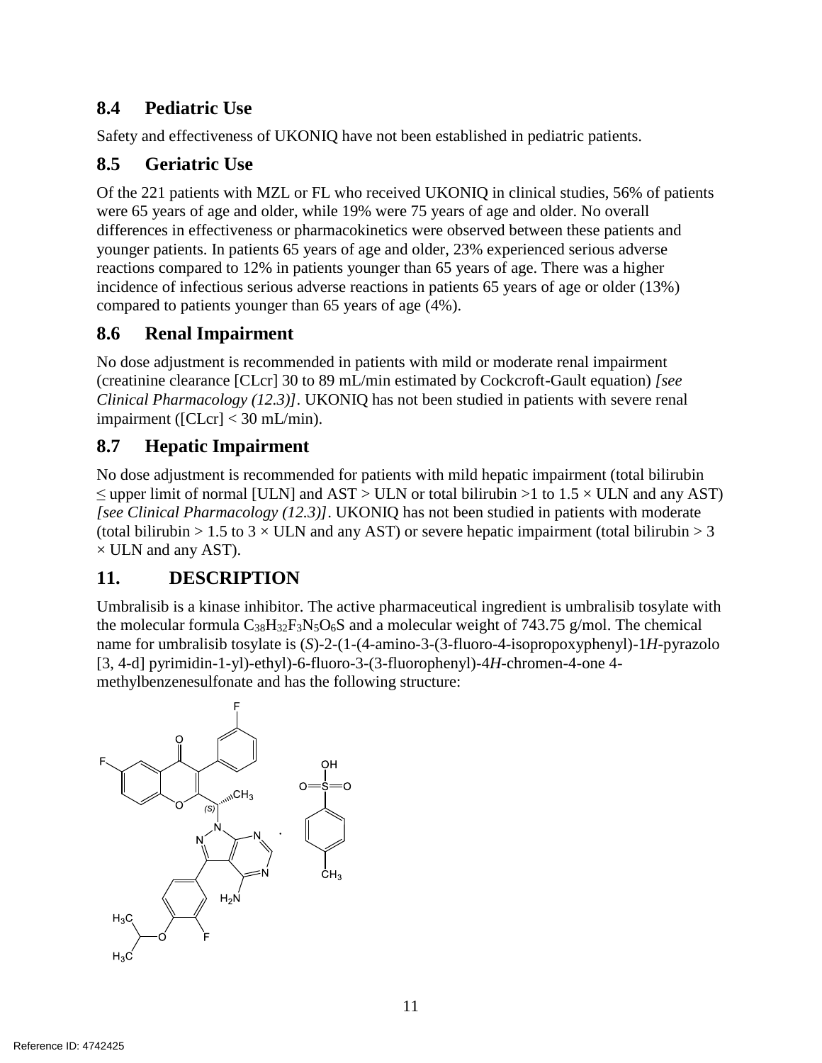## 8.4 Pediatric Use

Safety and effectiveness of UKONIQ have not been established in pediatric patients.

## 8.5 Geriatric Use

Of the 221 patients with MZL or FL who received UKONIQ in clinical studies, 56% of patients were 65 years of age and older, while 19% were 75 years of age and older. No overall differences in effectiveness or pharmacokinetics were observed between these patients and younger patients. In patients 65 years of age and older, 23% experienced serious adverse reactions compared to 12% in patients younger than 65 years of age. There was a higher incidence of infectious serious adverse reactions in patients 65 years of age or older (13%) compared to patients younger than 65 years of age (4%).

## 8.6 Renal Impairment

No dose adjustment is recommended in patients with mild or moderate renal impairment (creatinine clearance [CLcr] 30 to 89 mL/min estimated by Cockcroft-Gault equation) *[see Clinical Pharmacology (12.3)]*. UKONIQ has not been studied in patients with severe renal impairment ([CLcr] < 30 mL/min).

## 8.7 Hepatic Impairment

No dose adjustment is recommended for patients with mild hepatic impairment (total bilirubin ≤ upper limit of normal [ULN] and AST > ULN or total bilirubin >1 to 1.5 × ULN and any AST) *[see Clinical Pharmacology (12.3)]*. UKONIQ has not been studied in patients with moderate (total bilirubin > 1.5 to 3 × ULN and any AST) or severe hepatic impairment (total bilirubin > 3 × ULN and any AST).

# 11. DESCRIPTION

Umbralisib is a kinase inhibitor. The active pharmaceutical ingredient is umbralisib tosylate with the molecular formula $C_{38}H_{32}F_3N_5O_6S$ and a molecular weight of 743.75 g/mol. The chemical name for umbralisib tosylate is (*S*)-2-(1-(4-amino-3-(3-fluoro-4-isopropoxyphenyl)-1*H*-pyrazolo [3, 4-d] pyrimidin-1-yl)-ethyl)-6-fluoro-3-(3-fluorophenyl)-4*H*-chromen-4-one 4-methylbenzenesulfonate and has the following structure: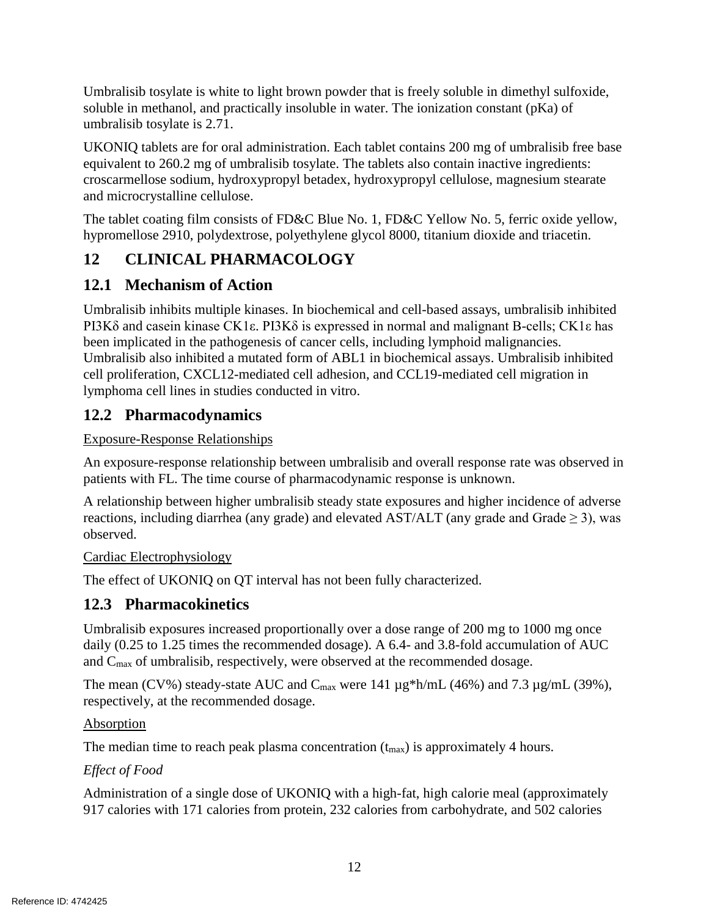Umbralisib tosylate is white to light brown powder that is freely soluble in dimethyl sulfoxide, soluble in methanol, and practically insoluble in water. The ionization constant (pKa) of umbralisib tosylate is 2.71.

UKONIQ tablets are for oral administration. Each tablet contains 200 mg of umbralisib free base equivalent to 260.2 mg of umbralisib tosylate. The tablets also contain inactive ingredients: croscarmellose sodium, hydroxypropyl betadex, hydroxypropyl cellulose, magnesium stearate and microcrystalline cellulose.

The tablet coating film consists of FD&C Blue No. 1, FD&C Yellow No. 5, ferric oxide yellow, hypromellose 2910, polydextrose, polyethylene glycol 8000, titanium dioxide and triacetin.

# 12 CLINICAL PHARMACOLOGY

## 12.1 Mechanism of Action

Umbralisib inhibits multiple kinases. In biochemical and cell-based assays, umbralisib inhibited PI3Kδ and casein kinase CK1ε. PI3Kδ is expressed in normal and malignant B-cells; CK1ε has been implicated in the pathogenesis of cancer cells, including lymphoid malignancies. Umbralisib also inhibited a mutated form of ABL1 in biochemical assays. Umbralisib inhibited cell proliferation, CXCL12-mediated cell adhesion, and CCL19-mediated cell migration in lymphoma cell lines in studies conducted in vitro.

## 12.2 Pharmacodynamics

Exposure-Response Relationships

An exposure-response relationship between umbralisib and overall response rate was observed in patients with FL. The time course of pharmacodynamic response is unknown.

A relationship between higher umbralisib steady state exposures and higher incidence of adverse reactions, including diarrhea (any grade) and elevated AST/ALT (any grade and Grade ≥ 3), was observed.

Cardiac Electrophysiology

The effect of UKONIQ on QT interval has not been fully characterized.

## 12.3 Pharmacokinetics

Umbralisib exposures increased proportionally over a dose range of 200 mg to 1000 mg once daily (0.25 to 1.25 times the recommended dosage). A 6.4- and 3.8-fold accumulation of AUC and $C_{max}$ of umbralisib, respectively, were observed at the recommended dosage.

The mean (CV%) steady-state AUC and $C_{max}$ were 141 µg*h/mL (46%) and 7.3 µg/mL (39%), respectively, at the recommended dosage.

Absorption

The median time to reach peak plasma concentration ($t_{max}$) is approximately 4 hours.

*Effect of Food*

Administration of a single dose of UKONIQ with a high-fat, high calorie meal (approximately 917 calories with 171 calories from protein, 232 calories from carbohydrate, and 502 calories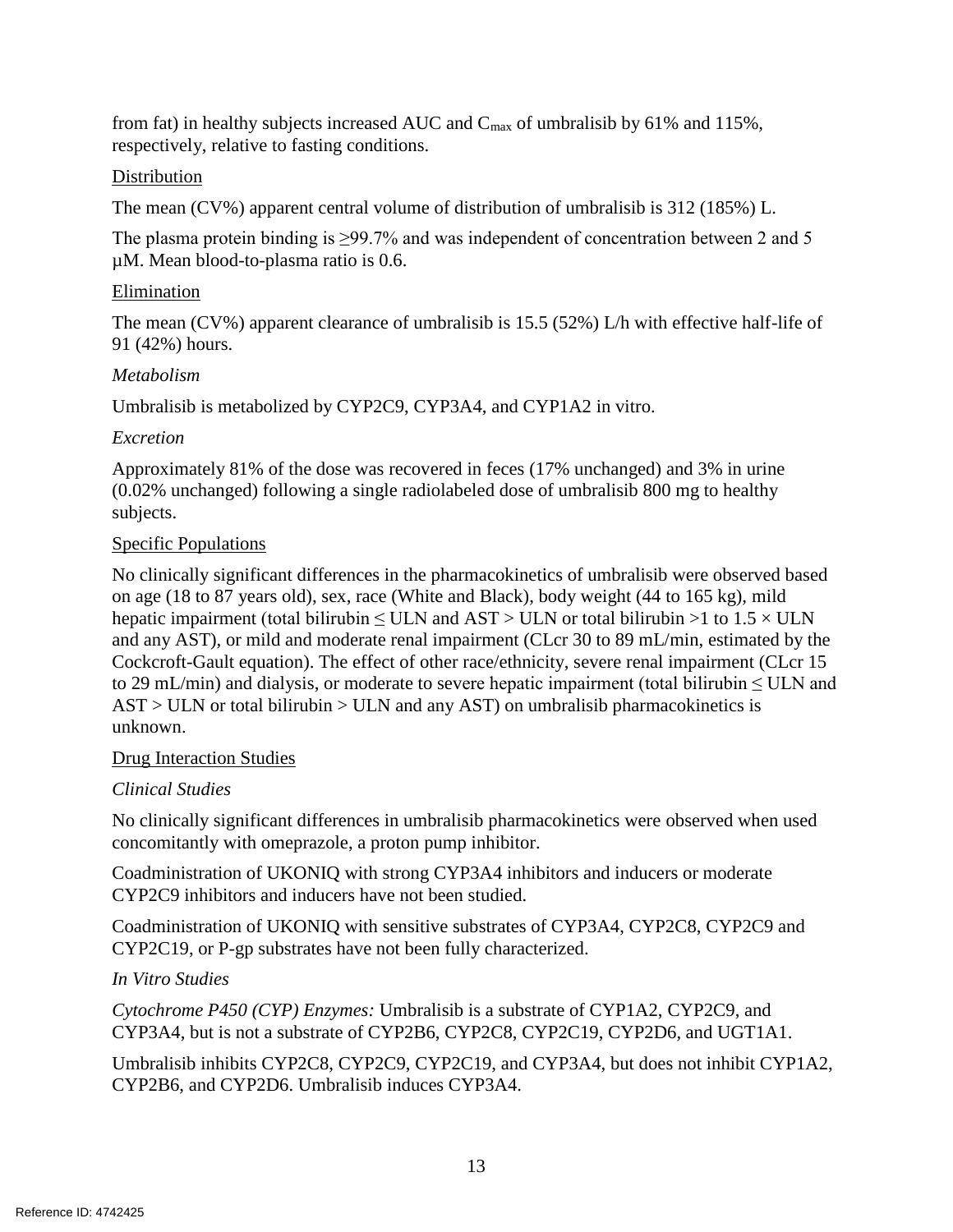from fat) in healthy subjects increased AUC and $C_{max}$ of umbralisib by 61% and 115%, respectively, relative to fasting conditions.

Distribution

The mean (CV%) apparent central volume of distribution of umbralisib is 312 (185%) L.

The plasma protein binding is ≥99.7% and was independent of concentration between 2 and 5 µM. Mean blood-to-plasma ratio is 0.6.

Elimination

The mean (CV%) apparent clearance of umbralisib is 15.5 (52%) L/h with effective half-life of 91 (42%) hours.

*Metabolism*

Umbralisib is metabolized by CYP2C9, CYP3A4, and CYP1A2 in vitro.

*Excretion*

Approximately 81% of the dose was recovered in feces (17% unchanged) and 3% in urine (0.02% unchanged) following a single radiolabeled dose of umbralisib 800 mg to healthy subjects.

Specific Populations

No clinically significant differences in the pharmacokinetics of umbralisib were observed based on age (18 to 87 years old), sex, race (White and Black), body weight (44 to 165 kg), mild hepatic impairment (total bilirubin ≤ ULN and AST > ULN or total bilirubin >1 to 1.5 × ULN and any AST), or mild and moderate renal impairment (CLcr 30 to 89 mL/min, estimated by the Cockcroft-Gault equation). The effect of other race/ethnicity, severe renal impairment (CLcr 15 to 29 mL/min) and dialysis, or moderate to severe hepatic impairment (total bilirubin ≤ ULN and AST > ULN or total bilirubin > ULN and any AST) on umbralisib pharmacokinetics is unknown.

Drug Interaction Studies

*Clinical Studies*

No clinically significant differences in umbralisib pharmacokinetics were observed when used concomitantly with omeprazole, a proton pump inhibitor.

Coadministration of UKONIQ with strong CYP3A4 inhibitors and inducers or moderate CYP2C9 inhibitors and inducers have not been studied.

Coadministration of UKONIQ with sensitive substrates of CYP3A4, CYP2C8, CYP2C9 and CYP2C19, or P-gp substrates have not been fully characterized.

*In Vitro Studies*

*Cytochrome P450 (CYP) Enzymes:* Umbralisib is a substrate of CYP1A2, CYP2C9, and CYP3A4, but is not a substrate of CYP2B6, CYP2C8, CYP2C19, CYP2D6, and UGT1A1.

Umbralisib inhibits CYP2C8, CYP2C9, CYP2C19, and CYP3A4, but does not inhibit CYP1A2, CYP2B6, and CYP2D6. Umbralisib induces CYP3A4.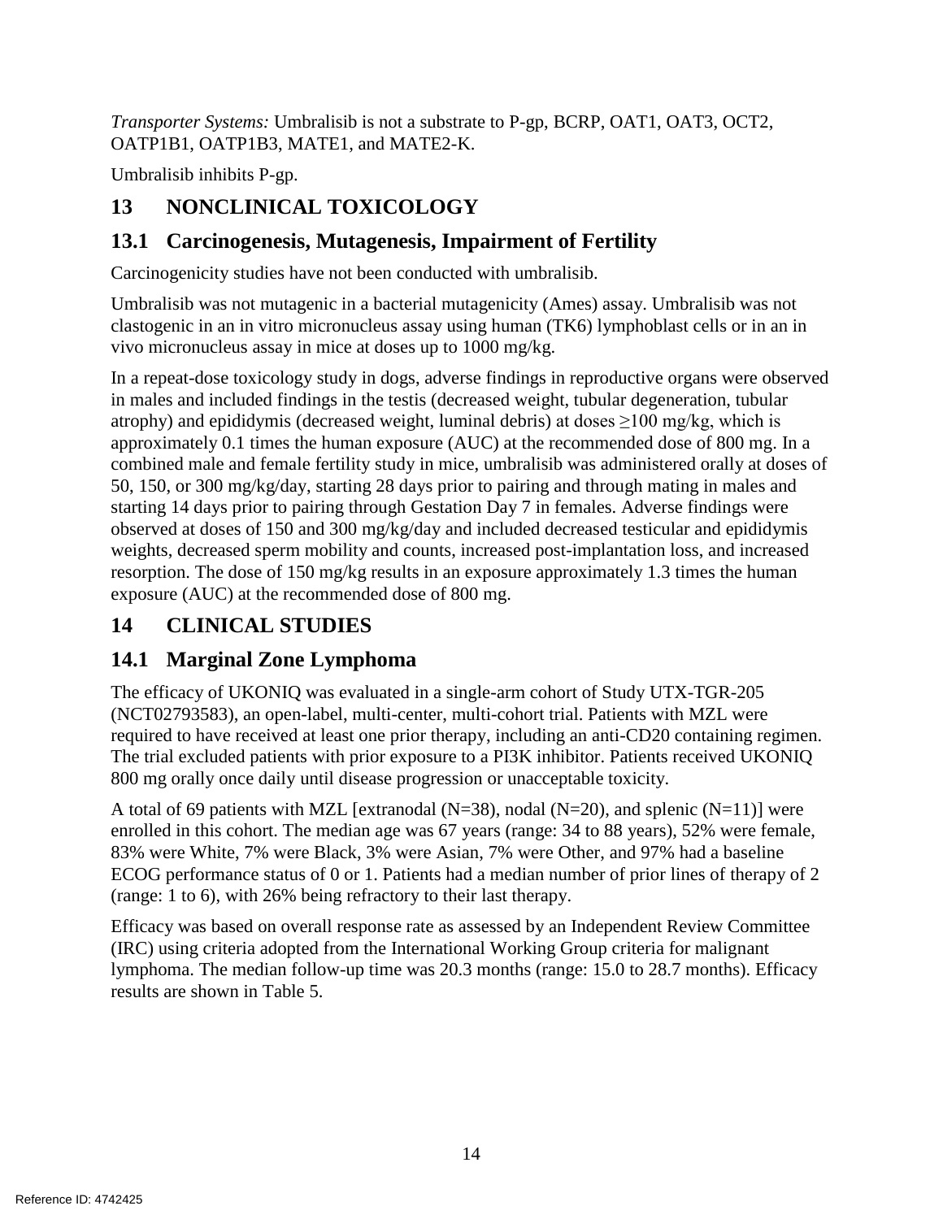*Transporter Systems:* Umbralisib is not a substrate to P-gp, BCRP, OAT1, OAT3, OCT2, OATP1B1, OATP1B3, MATE1, and MATE2-K.

Umbralisib inhibits P-gp.

# 13 NONCLINICAL TOXICOLOGY

## 13.1 Carcinogenesis, Mutagenesis, Impairment of Fertility

Carcinogenicity studies have not been conducted with umbralisib.

Umbralisib was not mutagenic in a bacterial mutagenicity (Ames) assay. Umbralisib was not clastogenic in an in vitro micronucleus assay using human (TK6) lymphoblast cells or in an in vivo micronucleus assay in mice at doses up to 1000 mg/kg.

In a repeat-dose toxicology study in dogs, adverse findings in reproductive organs were observed in males and included findings in the testis (decreased weight, tubular degeneration, tubular atrophy) and epididymis (decreased weight, luminal debris) at doses ≥100 mg/kg, which is approximately 0.1 times the human exposure (AUC) at the recommended dose of 800 mg. In a combined male and female fertility study in mice, umbralisib was administered orally at doses of 50, 150, or 300 mg/kg/day, starting 28 days prior to pairing and through mating in males and starting 14 days prior to pairing through Gestation Day 7 in females. Adverse findings were observed at doses of 150 and 300 mg/kg/day and included decreased testicular and epididymis weights, decreased sperm mobility and counts, increased post-implantation loss, and increased resorption. The dose of 150 mg/kg results in an exposure approximately 1.3 times the human exposure (AUC) at the recommended dose of 800 mg.

# 14 CLINICAL STUDIES

## 14.1 Marginal Zone Lymphoma

The efficacy of UKONIQ was evaluated in a single-arm cohort of Study UTX-TGR-205 (NCT02793583), an open-label, multi-center, multi-cohort trial. Patients with MZL were required to have received at least one prior therapy, including an anti-CD20 containing regimen. The trial excluded patients with prior exposure to a PI3K inhibitor. Patients received UKONIQ 800 mg orally once daily until disease progression or unacceptable toxicity.

A total of 69 patients with MZL [extranodal (N=38), nodal (N=20), and splenic (N=11)] were enrolled in this cohort. The median age was 67 years (range: 34 to 88 years), 52% were female, 83% were White, 7% were Black, 3% were Asian, 7% were Other, and 97% had a baseline ECOG performance status of 0 or 1. Patients had a median number of prior lines of therapy of 2 (range: 1 to 6), with 26% being refractory to their last therapy.

Efficacy was based on overall response rate as assessed by an Independent Review Committee (IRC) using criteria adopted from the International Working Group criteria for malignant lymphoma. The median follow-up time was 20.3 months (range: 15.0 to 28.7 months). Efficacy results are shown in Table 5.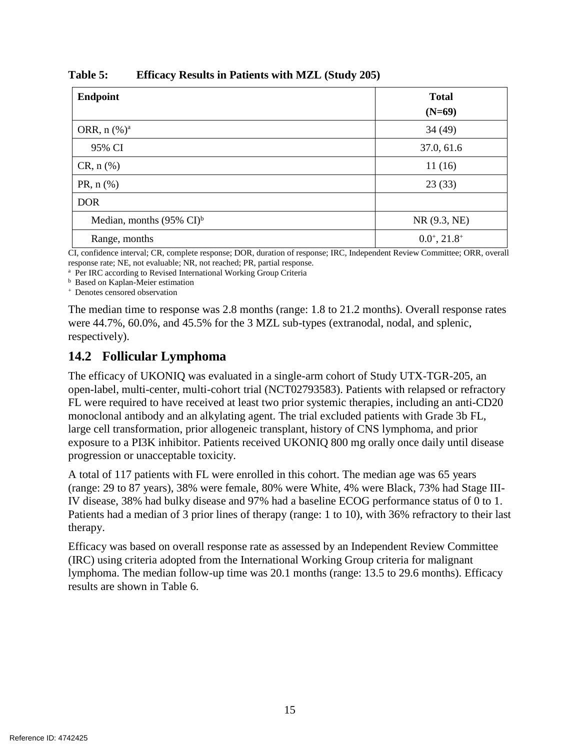**Table 5: Efficacy Results in Patients with MZL (Study 205)**

| Endpoint | Total (N=69) |
|---|---|
| ORR, n (%)[a] | 34 (49) |
| 95% CI | 37.0, 61.6 |
| CR, n (%) | 11 (16) |
| PR, n (%) | 23 (33) |
| DOR | |
| Median, months (95% CI)[b] | NR (9.3, NE) |
| Range, months | $0.0^{+}$, $21.8^{+}$ |

CI, confidence interval; CR, complete response; DOR, duration of response; IRC, Independent Review Committee; ORR, overall response rate; NE, not evaluable; NR, not reached; PR, partial response.

[a] Per IRC according to Revised International Working Group Criteria

[b] Based on Kaplan-Meier estimation

[+] Denotes censored observation

The median time to response was 2.8 months (range: 1.8 to 21.2 months). Overall response rates were 44.7%, 60.0%, and 45.5% for the 3 MZL sub-types (extranodal, nodal, and splenic, respectively).

## 14.2 Follicular Lymphoma

The efficacy of UKONIQ was evaluated in a single-arm cohort of Study UTX-TGR-205, an open-label, multi-center, multi-cohort trial (NCT02793583). Patients with relapsed or refractory FL were required to have received at least two prior systemic therapies, including an anti-CD20 monoclonal antibody and an alkylating agent. The trial excluded patients with Grade 3b FL, large cell transformation, prior allogeneic transplant, history of CNS lymphoma, and prior exposure to a PI3K inhibitor. Patients received UKONIQ 800 mg orally once daily until disease progression or unacceptable toxicity.

A total of 117 patients with FL were enrolled in this cohort. The median age was 65 years (range: 29 to 87 years), 38% were female, 80% were White, 4% were Black, 73% had Stage III-IV disease, 38% had bulky disease and 97% had a baseline ECOG performance status of 0 to 1. Patients had a median of 3 prior lines of therapy (range: 1 to 10), with 36% refractory to their last therapy.

Efficacy was based on overall response rate as assessed by an Independent Review Committee (IRC) using criteria adopted from the International Working Group criteria for malignant lymphoma. The median follow-up time was 20.1 months (range: 13.5 to 29.6 months). Efficacy results are shown in Table 6.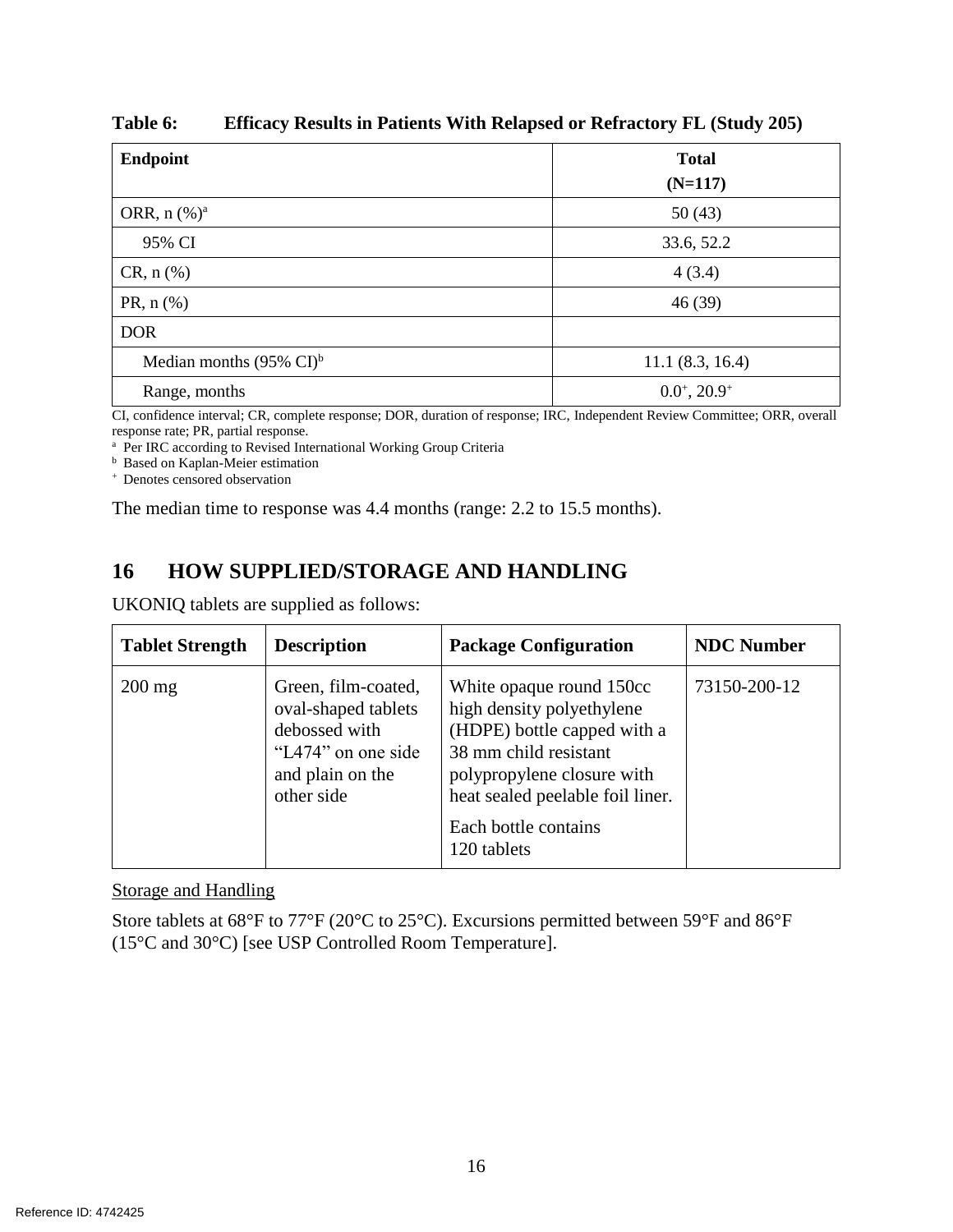**Table 6: Efficacy Results in Patients With Relapsed or Refractory FL (Study 205)**

| Endpoint | Total (N=117) |
|---|---|
| ORR, n (%)[a] | 50 (43) |
| 95% CI | 33.6, 52.2 |
| CR, n (%) | 4 (3.4) |
| PR, n (%) | 46 (39) |
| DOR | |
| Median months (95% CI)[b] | 11.1 (8.3, 16.4) |
| Range, months | 0.0+, 20.9+ |

CI, confidence interval; CR, complete response; DOR, duration of response; IRC, Independent Review Committee; ORR, overall response rate; PR, partial response.

[a] Per IRC according to Revised International Working Group Criteria

[b] Based on Kaplan-Meier estimation

+ Denotes censored observation

The median time to response was 4.4 months (range: 2.2 to 15.5 months).

## 16 HOW SUPPLIED/STORAGE AND HANDLING

UKONIQ tablets are supplied as follows:

| Tablet Strength | Description | Package Configuration | NDC Number |
|---|---|---|---|
| 200 mg | Green, film-coated, oval-shaped tablets debossed with "L474" on one side and plain on the other side | White opaque round 150cc high density polyethylene (HDPE) bottle capped with a 38 mm child resistant polypropylene closure with heat sealed peelable foil liner. Each bottle contains 120 tablets | 73150-200-12 |

Storage and Handling

Store tablets at 68°F to 77°F (20°C to 25°C). Excursions permitted between 59°F and 86°F (15°C and 30°C) [see USP Controlled Room Temperature].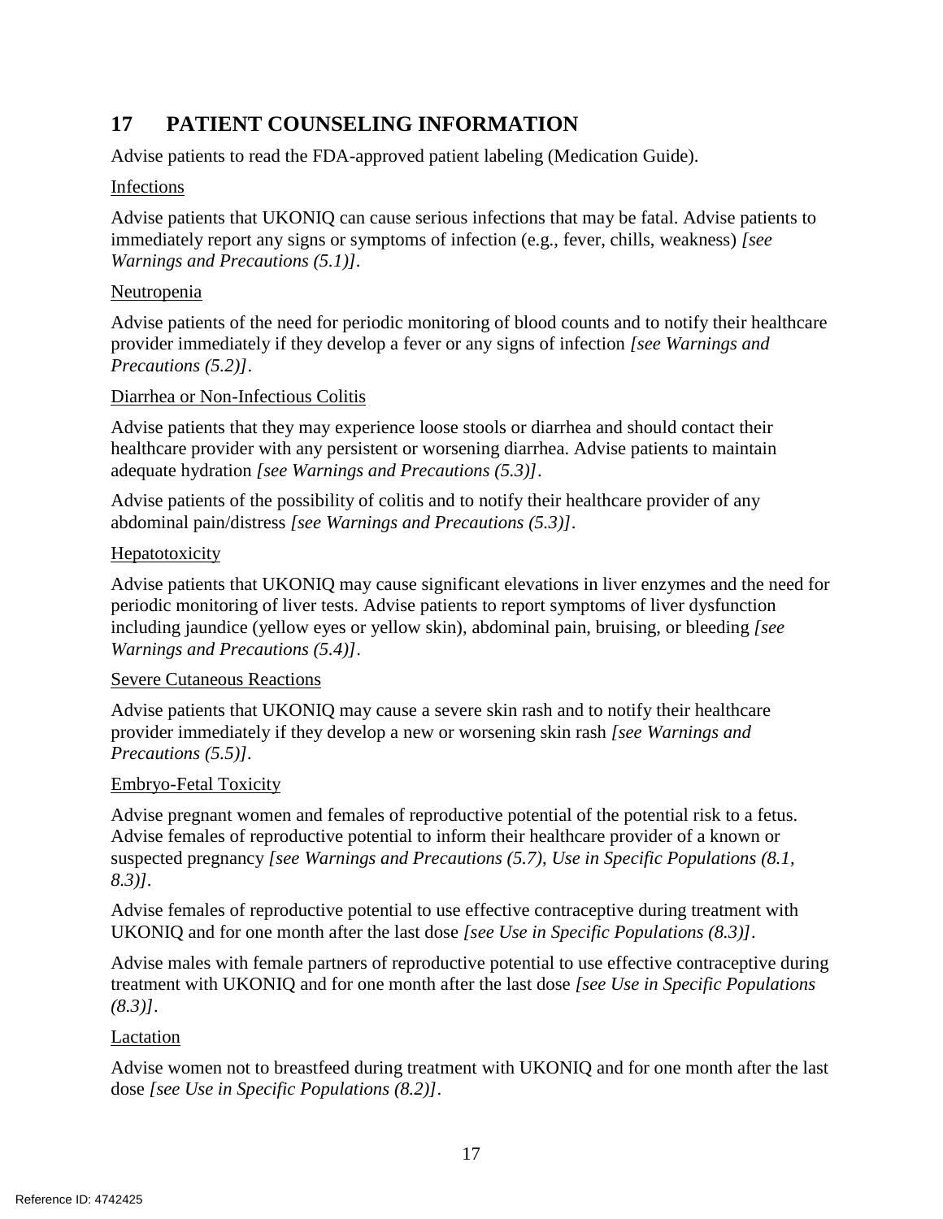## 17 PATIENT COUNSELING INFORMATION

Advise patients to read the FDA-approved patient labeling (Medication Guide).

Infections

Advise patients that UKONIQ can cause serious infections that may be fatal. Advise patients to immediately report any signs or symptoms of infection (e.g., fever, chills, weakness) *[see Warnings and Precautions (5.1)]*.

Neutropenia

Advise patients of the need for periodic monitoring of blood counts and to notify their healthcare provider immediately if they develop a fever or any signs of infection *[see Warnings and Precautions (5.2)]*.

Diarrhea or Non-Infectious Colitis

Advise patients that they may experience loose stools or diarrhea and should contact their healthcare provider with any persistent or worsening diarrhea. Advise patients to maintain adequate hydration *[see Warnings and Precautions (5.3)]*.

Advise patients of the possibility of colitis and to notify their healthcare provider of any abdominal pain/distress *[see Warnings and Precautions (5.3)]*.

Hepatotoxicity

Advise patients that UKONIQ may cause significant elevations in liver enzymes and the need for periodic monitoring of liver tests. Advise patients to report symptoms of liver dysfunction including jaundice (yellow eyes or yellow skin), abdominal pain, bruising, or bleeding *[see Warnings and Precautions (5.4)]*.

Severe Cutaneous Reactions

Advise patients that UKONIQ may cause a severe skin rash and to notify their healthcare provider immediately if they develop a new or worsening skin rash *[see Warnings and Precautions (5.5)]*.

Embryo-Fetal Toxicity

Advise pregnant women and females of reproductive potential of the potential risk to a fetus. Advise females of reproductive potential to inform their healthcare provider of a known or suspected pregnancy *[see Warnings and Precautions (5.7), Use in Specific Populations (8.1, 8.3)]*.

Advise females of reproductive potential to use effective contraceptive during treatment with UKONIQ and for one month after the last dose *[see Use in Specific Populations (8.3)]*.

Advise males with female partners of reproductive potential to use effective contraceptive during treatment with UKONIQ and for one month after the last dose *[see Use in Specific Populations (8.3)]*.

Lactation

Advise women not to breastfeed during treatment with UKONIQ and for one month after the last dose *[see Use in Specific Populations (8.2)]*.

Reference ID: 4742425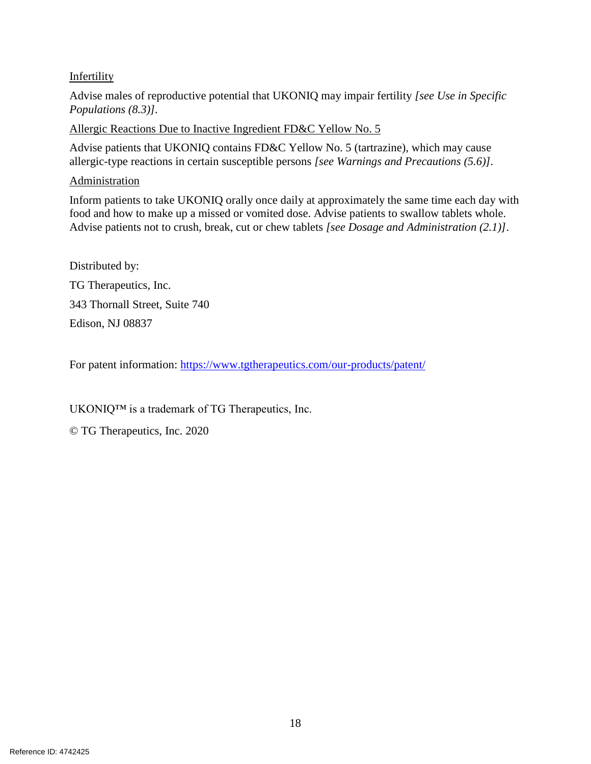Infertility

Advise males of reproductive potential that UKONIQ may impair fertility *[see Use in Specific Populations (8.3)]*.

Allergic Reactions Due to Inactive Ingredient FD&C Yellow No. 5

Advise patients that UKONIQ contains FD&C Yellow No. 5 (tartrazine), which may cause allergic-type reactions in certain susceptible persons *[see Warnings and Precautions (5.6)]*.

Administration

Inform patients to take UKONIQ orally once daily at approximately the same time each day with food and how to make up a missed or vomited dose. Advise patients to swallow tablets whole. Advise patients not to crush, break, cut or chew tablets *[see Dosage and Administration (2.1)]*.

Distributed by:

TG Therapeutics, Inc.

343 Thornall Street, Suite 740

Edison, NJ 08837

For patent information: https://www.tgtherapeutics.com/our-products/patent/

UKONIQ™ is a trademark of TG Therapeutics, Inc.

© TG Therapeutics, Inc. 2020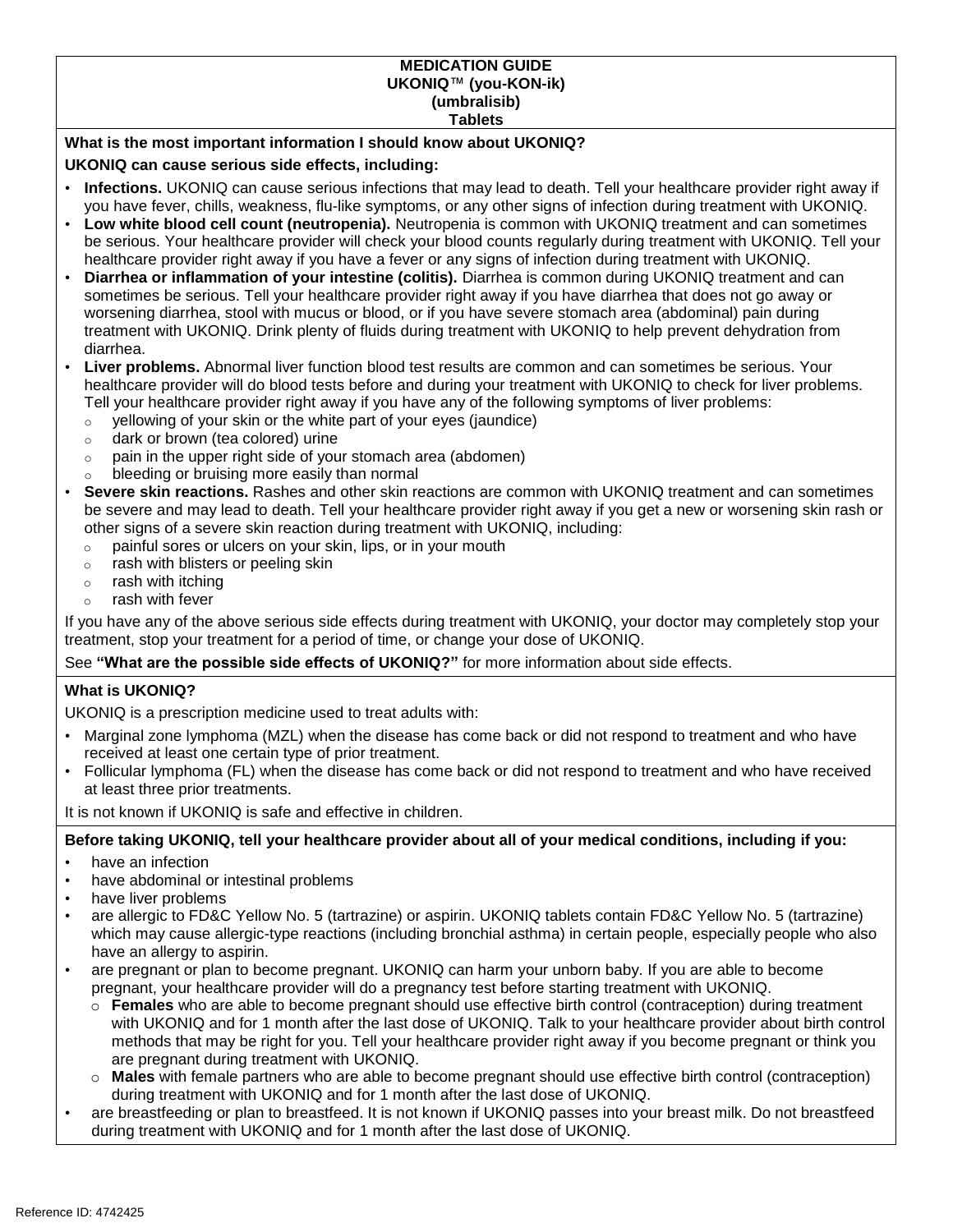# MEDICATION GUIDE
# UKONIQ™ (you-KON-ik)
# (umbralisib)
# Tablets

**What is the most important information I should know about UKONIQ?**

**UKONIQ can cause serious side effects, including:**

- **Infections.** UKONIQ can cause serious infections that may lead to death. Tell your healthcare provider right away if you have fever, chills, weakness, flu-like symptoms, or any other signs of infection during treatment with UKONIQ.
- **Low white blood cell count (neutropenia).** Neutropenia is common with UKONIQ treatment and can sometimes be serious. Your healthcare provider will check your blood counts regularly during treatment with UKONIQ. Tell your healthcare provider right away if you have a fever or any signs of infection during treatment with UKONIQ.
- **Diarrhea or inflammation of your intestine (colitis).** Diarrhea is common during UKONIQ treatment and can sometimes be serious. Tell your healthcare provider right away if you have diarrhea that does not go away or worsening diarrhea, stool with mucus or blood, or if you have severe stomach area (abdominal) pain during treatment with UKONIQ. Drink plenty of fluids during treatment with UKONIQ to help prevent dehydration from diarrhea.
- **Liver problems.** Abnormal liver function blood test results are common and can sometimes be serious. Your healthcare provider will do blood tests before and during your treatment with UKONIQ to check for liver problems. Tell your healthcare provider right away if you have any of the following symptoms of liver problems:
  - yellowing of your skin or the white part of your eyes (jaundice)
  - dark or brown (tea colored) urine
  - pain in the upper right side of your stomach area (abdomen)
  - bleeding or bruising more easily than normal
- **Severe skin reactions.** Rashes and other skin reactions are common with UKONIQ treatment and can sometimes be severe and may lead to death. Tell your healthcare provider right away if you get a new or worsening skin rash or other signs of a severe skin reaction during treatment with UKONIQ, including:
  - painful sores or ulcers on your skin, lips, or in your mouth
  - rash with blisters or peeling skin
  - rash with itching
  - rash with fever

If you have any of the above serious side effects during treatment with UKONIQ, your doctor may completely stop your treatment, stop your treatment for a period of time, or change your dose of UKONIQ.

See **"What are the possible side effects of UKONIQ?"** for more information about side effects.

**What is UKONIQ?**

UKONIQ is a prescription medicine used to treat adults with:

- Marginal zone lymphoma (MZL) when the disease has come back or did not respond to treatment and who have received at least one certain type of prior treatment.
- Follicular lymphoma (FL) when the disease has come back or did not respond to treatment and who have received at least three prior treatments.

It is not known if UKONIQ is safe and effective in children.

**Before taking UKONIQ, tell your healthcare provider about all of your medical conditions, including if you:**

- have an infection
- have abdominal or intestinal problems
- have liver problems
- are allergic to FD&C Yellow No. 5 (tartrazine) or aspirin. UKONIQ tablets contain FD&C Yellow No. 5 (tartrazine) which may cause allergic-type reactions (including bronchial asthma) in certain people, especially people who also have an allergy to aspirin.
- are pregnant or plan to become pregnant. UKONIQ can harm your unborn baby. If you are able to become pregnant, your healthcare provider will do a pregnancy test before starting treatment with UKONIQ.
  - **Females** who are able to become pregnant should use effective birth control (contraception) during treatment with UKONIQ and for 1 month after the last dose of UKONIQ. Talk to your healthcare provider about birth control methods that may be right for you. Tell your healthcare provider right away if you become pregnant or think you are pregnant during treatment with UKONIQ.
  - **Males** with female partners who are able to become pregnant should use effective birth control (contraception) during treatment with UKONIQ and for 1 month after the last dose of UKONIQ.
- are breastfeeding or plan to breastfeed. It is not known if UKONIQ passes into your breast milk. Do not breastfeed during treatment with UKONIQ and for 1 month after the last dose of UKONIQ.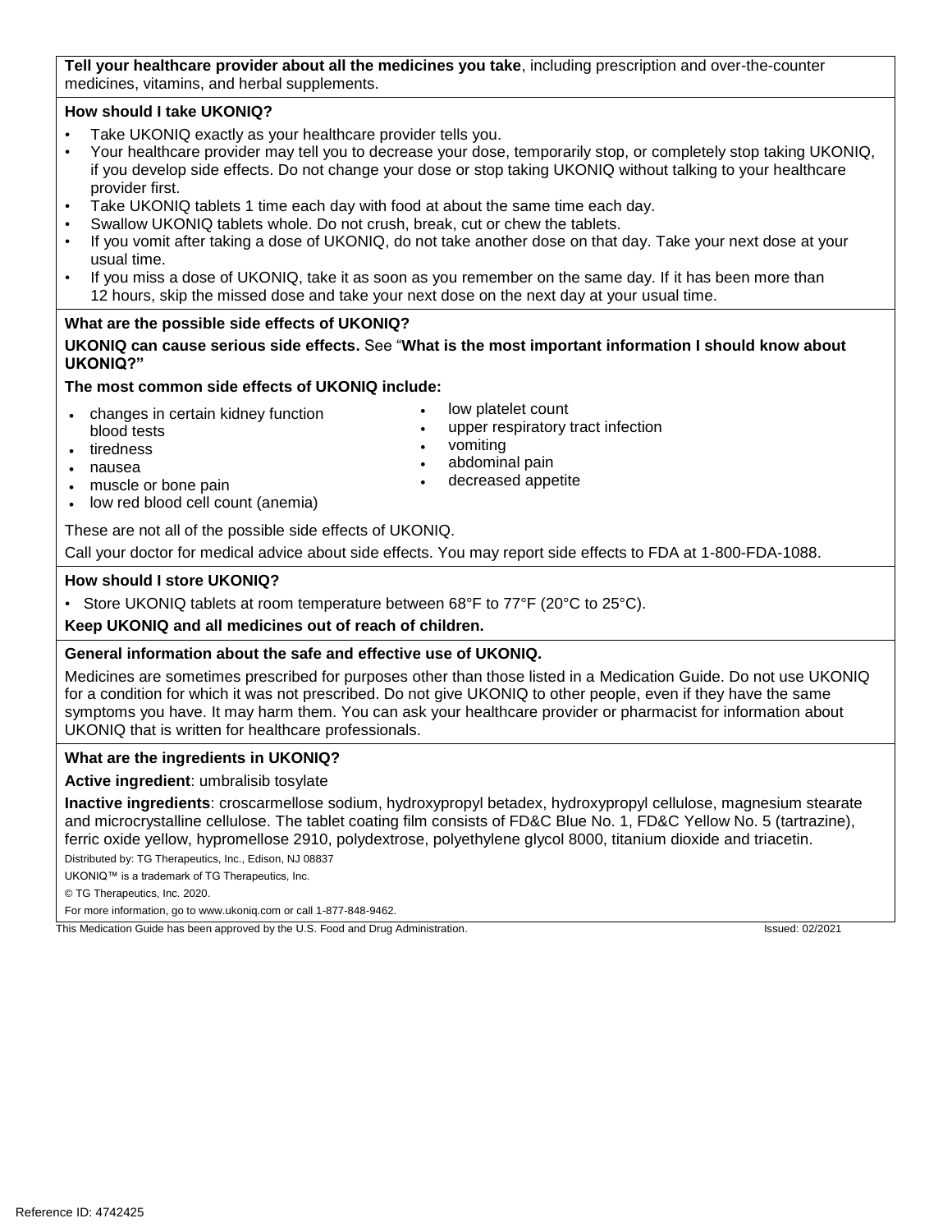**Tell your healthcare provider about all the medicines you take**, including prescription and over-the-counter medicines, vitamins, and herbal supplements.

**How should I take UKONIQ?**

- Take UKONIQ exactly as your healthcare provider tells you.
- Your healthcare provider may tell you to decrease your dose, temporarily stop, or completely stop taking UKONIQ, if you develop side effects. Do not change your dose or stop taking UKONIQ without talking to your healthcare provider first.
- Take UKONIQ tablets 1 time each day with food at about the same time each day.
- Swallow UKONIQ tablets whole. Do not crush, break, cut or chew the tablets.
- If you vomit after taking a dose of UKONIQ, do not take another dose on that day. Take your next dose at your usual time.
- If you miss a dose of UKONIQ, take it as soon as you remember on the same day. If it has been more than 12 hours, skip the missed dose and take your next dose on the next day at your usual time.

**What are the possible side effects of UKONIQ?**

**UKONIQ can cause serious side effects.** See "**What is the most important information I should know about UKONIQ?"**

**The most common side effects of UKONIQ include:**

- changes in certain kidney function blood tests
- tiredness
- nausea
- muscle or bone pain
- low red blood cell count (anemia)
- low platelet count
- upper respiratory tract infection
- vomiting
- abdominal pain
- decreased appetite

These are not all of the possible side effects of UKONIQ.

Call your doctor for medical advice about side effects. You may report side effects to FDA at 1-800-FDA-1088.

**How should I store UKONIQ?**

- Store UKONIQ tablets at room temperature between 68°F to 77°F (20°C to 25°C).

**Keep UKONIQ and all medicines out of reach of children.**

**General information about the safe and effective use of UKONIQ.**

Medicines are sometimes prescribed for purposes other than those listed in a Medication Guide. Do not use UKONIQ for a condition for which it was not prescribed. Do not give UKONIQ to other people, even if they have the same symptoms you have. It may harm them. You can ask your healthcare provider or pharmacist for information about UKONIQ that is written for healthcare professionals.

**What are the ingredients in UKONIQ?**

**Active ingredient**: umbralisib tosylate

**Inactive ingredients**: croscarmellose sodium, hydroxypropyl betadex, hydroxypropyl cellulose, magnesium stearate and microcrystalline cellulose. The tablet coating film consists of FD&C Blue No. 1, FD&C Yellow No. 5 (tartrazine), ferric oxide yellow, hypromellose 2910, polydextrose, polyethylene glycol 8000, titanium dioxide and triacetin.

Distributed by: TG Therapeutics, Inc., Edison, NJ 08837

UKONIQ™ is a trademark of TG Therapeutics, Inc.

© TG Therapeutics, Inc. 2020.

For more information, go to www.ukoniq.com or call 1-877-848-9462.

This Medication Guide has been approved by the U.S. Food and Drug Administration. Issued: 02/2021

Reference ID: 4742425